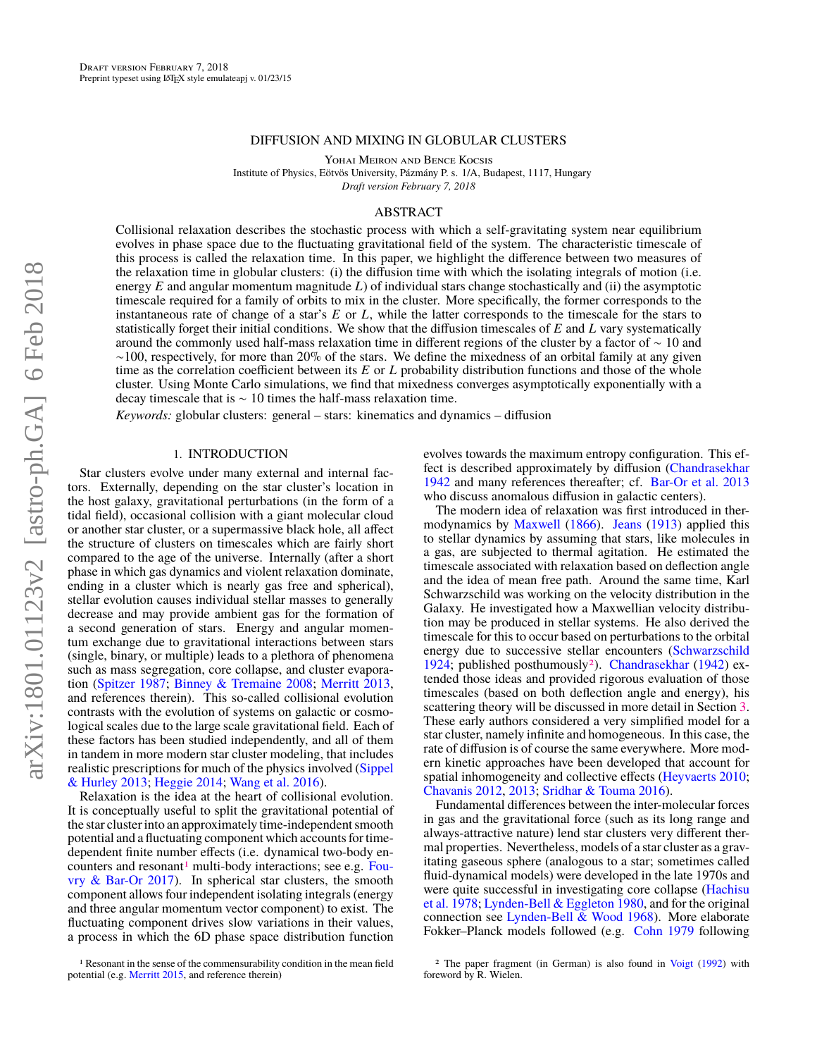Draft version February 7, 2018
Preprint typeset using LaTeX style emulateapj v. 01/23/15

# DIFFUSION AND MIXING IN GLOBULAR CLUSTERS

Yohai Meiron and Bence Kocsis

Institute of Physics, Eötvös University, Pázmány P. s. 1/A, Budapest, 1117, Hungary

*Draft version February 7, 2018*

## ABSTRACT

Collisional relaxation describes the stochastic process with which a self-gravitating system near equilibrium evolves in phase space due to the fluctuating gravitational field of the system. The characteristic timescale of this process is called the relaxation time. In this paper, we highlight the difference between two measures of the relaxation time in globular clusters: (i) the diffusion time with which the isolating integrals of motion (i.e. energy $E$ and angular momentum magnitude $L$) of individual stars change stochastically and (ii) the asymptotic timescale required for a family of orbits to mix in the cluster. More specifically, the former corresponds to the instantaneous rate of change of a star's $E$ or $L$, while the latter corresponds to the timescale for the stars to statistically forget their initial conditions. We show that the diffusion timescales of $E$ and $L$ vary systematically around the commonly used half-mass relaxation time in different regions of the cluster by a factor of $\sim 10$ and $\sim$100, respectively, for more than 20% of the stars. We define the mixedness of an orbital family at any given time as the correlation coefficient between its $E$ or $L$ probability distribution functions and those of the whole cluster. Using Monte Carlo simulations, we find that mixedness converges asymptotically exponentially with a decay timescale that is $\sim$ 10 times the half-mass relaxation time.

*Keywords:* globular clusters: general – stars: kinematics and dynamics – diffusion

## 1. INTRODUCTION

Star clusters evolve under many external and internal factors. Externally, depending on the star cluster's location in the host galaxy, gravitational perturbations (in the form of a tidal field), occasional collision with a giant molecular cloud or another star cluster, or a supermassive black hole, all affect the structure of clusters on timescales which are fairly short compared to the age of the universe. Internally (after a short phase in which gas dynamics and violent relaxation dominate, ending in a cluster which is nearly gas free and spherical), stellar evolution causes individual stellar masses to generally decrease and may provide ambient gas for the formation of a second generation of stars. Energy and angular momentum exchange due to gravitational interactions between stars (single, binary, or multiple) leads to a plethora of phenomena such as mass segregation, core collapse, and cluster evaporation (Spitzer 1987; Binney & Tremaine 2008; Merritt 2013, and references therein). This so-called collisional evolution contrasts with the evolution of systems on galactic or cosmological scales due to the large scale gravitational field. Each of these factors has been studied independently, and all of them in tandem in more modern star cluster modeling, that includes realistic prescriptions for much of the physics involved (Sippel & Hurley 2013; Heggie 2014; Wang et al. 2016).

Relaxation is the idea at the heart of collisional evolution. It is conceptually useful to split the gravitational potential of the star cluster into an approximately time-independent smooth potential and a fluctuating component which accounts for time-dependent finite number effects (i.e. dynamical two-body encounters and resonant[1] multi-body interactions; see e.g. Fouvry & Bar-Or 2017). In spherical star clusters, the smooth component allows four independent isolating integrals (energy and three angular momentum vector component) to exist. The fluctuating component drives slow variations in their values, a process in which the 6D phase space distribution function evolves towards the maximum entropy configuration. This effect is described approximately by diffusion (Chandrasekhar 1942 and many references thereafter; cf. Bar-Or et al. 2013 who discuss anomalous diffusion in galactic centers).

The modern idea of relaxation was first introduced in thermodynamics by Maxwell (1866). Jeans (1913) applied this to stellar dynamics by assuming that stars, like molecules in a gas, are subjected to thermal agitation. He estimated the timescale associated with relaxation based on deflection angle and the idea of mean free path. Around the same time, Karl Schwarzschild was working on the velocity distribution in the Galaxy. He investigated how a Maxwellian velocity distribution may be produced in stellar systems. He also derived the timescale for this to occur based on perturbations to the orbital energy due to successive stellar encounters (Schwarzschild 1924; published posthumously[2]). Chandrasekhar (1942) extended those ideas and provided rigorous evaluation of those timescales (based on both deflection angle and energy), his scattering theory will be discussed in more detail in Section 3. These early authors considered a very simplified model for a star cluster, namely infinite and homogeneous. In this case, the rate of diffusion is of course the same everywhere. More modern kinetic approaches have been developed that account for spatial inhomogeneity and collective effects (Heyvaerts 2010; Chavanis 2012, 2013; Sridhar & Touma 2016).

Fundamental differences between the inter-molecular forces in gas and the gravitational force (such as its long range and always-attractive nature) lend star clusters very different thermal properties. Nevertheless, models of a star cluster as a gravitating gaseous sphere (analogous to a star; sometimes called fluid-dynamical models) were developed in the late 1970s and were quite successful in investigating core collapse (Hachisu et al. 1978; Lynden-Bell & Eggleton 1980, and for the original connection see Lynden-Bell & Wood 1968). More elaborate Fokker–Planck models followed (e.g. Cohn 1979 following

[1] Resonant in the sense of the commensurability condition in the mean field potential (e.g. Merritt 2015, and reference therein)

[2] The paper fragment (in German) is also found in Voigt (1992) with foreword by R. Wielen.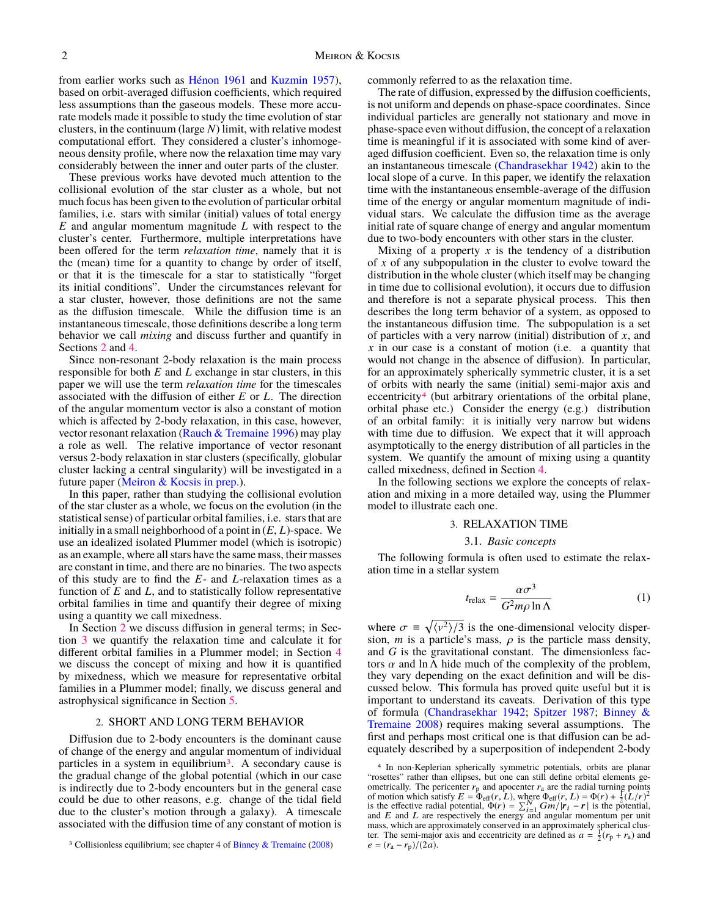from earlier works such as Hénon 1961 and Kuzmin 1957), based on orbit-averaged diffusion coefficients, which required less assumptions than the gaseous models. These more accurate models made it possible to study the time evolution of star clusters, in the continuum (large $N$) limit, with relative modest computational effort. They considered a cluster's inhomogeneous density profile, where now the relaxation time may vary considerably between the inner and outer parts of the cluster.

These previous works have devoted much attention to the collisional evolution of the star cluster as a whole, but not much focus has been given to the evolution of particular orbital families, i.e. stars with similar (initial) values of total energy $E$ and angular momentum magnitude $L$ with respect to the cluster's center. Furthermore, multiple interpretations have been offered for the term *relaxation time*, namely that it is the (mean) time for a quantity to change by order of itself, or that it is the timescale for a star to statistically "forget its initial conditions". Under the circumstances relevant for a star cluster, however, those definitions are not the same as the diffusion timescale. While the diffusion time is an instantaneous timescale, those definitions describe a long term behavior we call *mixing* and discuss further and quantify in Sections 2 and 4.

Since non-resonant 2-body relaxation is the main process responsible for both $E$ and $L$ exchange in star clusters, in this paper we will use the term *relaxation time* for the timescales associated with the diffusion of either $E$ or $L$. The direction of the angular momentum vector is also a constant of motion which is affected by 2-body relaxation, in this case, however, vector resonant relaxation (Rauch & Tremaine 1996) may play a role as well. The relative importance of vector resonant versus 2-body relaxation in star clusters (specifically, globular cluster lacking a central singularity) will be investigated in a future paper (Meiron & Kocsis in prep.).

In this paper, rather than studying the collisional evolution of the star cluster as a whole, we focus on the evolution (in the statistical sense) of particular orbital families, i.e. stars that are initially in a small neighborhood of a point in $(E, L)$-space. We use an idealized isolated Plummer model (which is isotropic) as an example, where all stars have the same mass, their masses are constant in time, and there are no binaries. The two aspects of this study are to find the $E$- and $L$-relaxation times as a function of $E$ and $L$, and to statistically follow representative orbital families in time and quantify their degree of mixing using a quantity we call mixedness.

In Section 2 we discuss diffusion in general terms; in Section 3 we quantify the relaxation time and calculate it for different orbital families in a Plummer model; in Section 4 we discuss the concept of mixing and how it is quantified by mixedness, which we measure for representative orbital families in a Plummer model; finally, we discuss general and astrophysical significance in Section 5.

## 2. SHORT AND LONG TERM BEHAVIOR

Diffusion due to 2-body encounters is the dominant cause of change of the energy and angular momentum of individual particles in a system in equilibrium[3]. A secondary cause is the gradual change of the global potential (which in our case is indirectly due to 2-body encounters but in the general case could be due to other reasons, e.g. change of the tidal field due to the cluster's motion through a galaxy). A timescale associated with the diffusion time of any constant of motion is commonly referred to as the relaxation time.

The rate of diffusion, expressed by the diffusion coefficients, is not uniform and depends on phase-space coordinates. Since individual particles are generally not stationary and move in phase-space even without diffusion, the concept of a relaxation time is meaningful if it is associated with some kind of averaged diffusion coefficient. Even so, the relaxation time is only an instantaneous timescale (Chandrasekhar 1942) akin to the local slope of a curve. In this paper, we identify the relaxation time with the instantaneous ensemble-average of the diffusion time of the energy or angular momentum magnitude of individual stars. We calculate the diffusion time as the average initial rate of square change of energy and angular momentum due to two-body encounters with other stars in the cluster.

Mixing of a property $x$ is the tendency of a distribution of $x$ of any subpopulation in the cluster to evolve toward the distribution in the whole cluster (which itself may be changing in time due to collisional evolution), it occurs due to diffusion and therefore is not a separate physical process. This then describes the long term behavior of a system, as opposed to the instantaneous diffusion time. The subpopulation is a set of particles with a very narrow (initial) distribution of $x$, and $x$ in our case is a constant of motion (i.e. a quantity that would not change in the absence of diffusion). In particular, for an approximately spherically symmetric cluster, it is a set of orbits with nearly the same (initial) semi-major axis and eccentricity[4] (but arbitrary orientations of the orbital plane, orbital phase etc.) Consider the energy (e.g.) distribution of an orbital family: it is initially very narrow but widens with time due to diffusion. We expect that it will approach asymptotically to the energy distribution of all particles in the system. We quantify the amount of mixing using a quantity called mixedness, defined in Section 4.

In the following sections we explore the concepts of relaxation and mixing in a more detailed way, using the Plummer model to illustrate each one.

## 3. RELAXATION TIME

### 3.1. *Basic concepts*

The following formula is often used to estimate the relaxation time in a stellar system

$$t_{\rm relax} = \frac{\alpha\sigma^3}{G^2 m\rho \ln\Lambda} \tag{1}$$

where $\sigma \equiv \sqrt{\langle v^2\rangle/3}$ is the one-dimensional velocity dispersion, $m$ is a particle's mass, $\rho$ is the particle mass density, and $G$ is the gravitational constant. The dimensionless factors $\alpha$ and $\ln\Lambda$ hide much of the complexity of the problem, they vary depending on the exact definition and will be discussed below. This formula has proved quite useful but it is important to understand its caveats. Derivation of this type of formula (Chandrasekhar 1942; Spitzer 1987; Binney & Tremaine 2008) requires making several assumptions. The first and perhaps most critical one is that diffusion can be adequately described by a superposition of independent 2-body

[3] Collisionless equilibrium; see chapter 4 of Binney & Tremaine (2008)

[4] In non-Keplerian spherically symmetric potentials, orbits are planar "rosettes" rather than ellipses, but one can still define orbital elements geometrically. The pericenter $r_{\rm p}$ and apocenter $r_{\rm a}$ are the radial turning points of motion which satisfy $E = \Phi_{\rm eff}(r, L)$, where $\Phi_{\rm eff}(r, L) = \Phi(r) + \frac{1}{2}(L/r)^2$ is the effective radial potential, $\Phi(r) = \sum_{i=1}^{N} Gm/|\boldsymbol{r}_i - \boldsymbol{r}|$ is the potential, and $E$ and $L$ are respectively the energy and angular momentum per unit mass, which are approximately conserved in an approximately spherical cluster. The semi-major axis and eccentricity are defined as $a = \frac{1}{2}(r_{\rm p} + r_{\rm a})$ and $e = (r_{\rm a} - r_{\rm p})/(2a)$.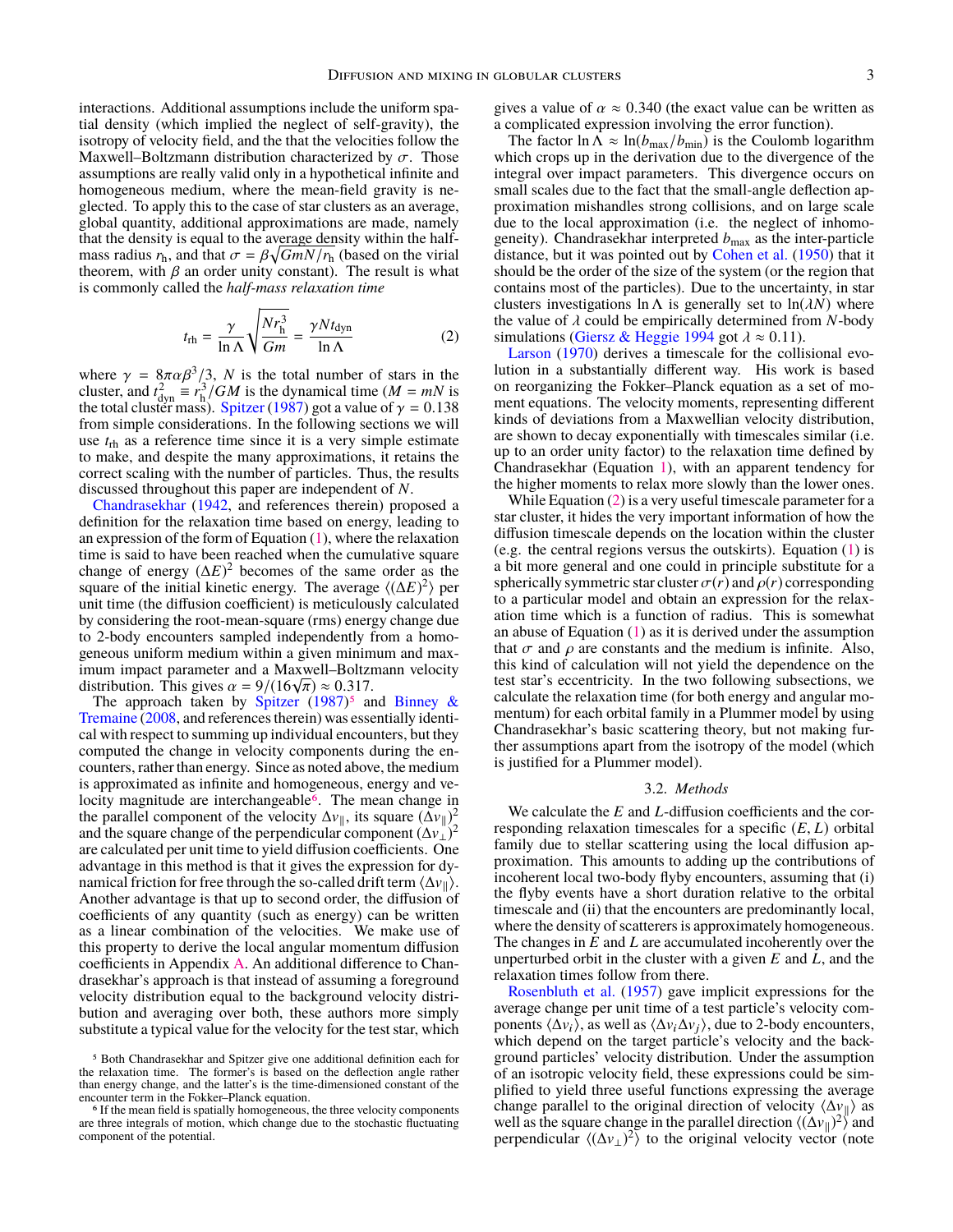interactions. Additional assumptions include the uniform spatial density (which implied the neglect of self-gravity), the isotropy of velocity field, and the that the velocities follow the Maxwell–Boltzmann distribution characterized by $\sigma$. Those assumptions are really valid only in a hypothetical infinite and homogeneous medium, where the mean-field gravity is neglected. To apply this to the case of star clusters as an average, global quantity, additional approximations are made, namely that the density is equal to the average density within the half-mass radius $r_{\rm h}$, and that $\sigma = \beta\sqrt{GmN/r_{\rm h}}$ (based on the virial theorem, with $\beta$ an order unity constant). The result is what is commonly called the *half-mass relaxation time*

$$t_{\rm rh} = \frac{\gamma}{\ln\Lambda}\sqrt{\frac{Nr_{\rm h}^3}{Gm}} = \frac{\gamma N t_{\rm dyn}}{\ln\Lambda} \tag{2}$$

where $\gamma = 8\pi\alpha\beta^3/3$, $N$ is the total number of stars in the cluster, and $t_{\rm dyn}^2 \equiv r_{\rm h}^3/GM$ is the dynamical time ($M = mN$ is the total cluster mass). Spitzer (1987) got a value of $\gamma = 0.138$ from simple considerations. In the following sections we will use $t_{\rm rh}$ as a reference time since it is a very simple estimate to make, and despite the many approximations, it retains the correct scaling with the number of particles. Thus, the results discussed throughout this paper are independent of $N$.

Chandrasekhar (1942, and references therein) proposed a definition for the relaxation time based on energy, leading to an expression of the form of Equation (1), where the relaxation time is said to have been reached when the cumulative square change of energy $(\Delta E)^2$ becomes of the same order as the square of the initial kinetic energy. The average $\langle(\Delta E)^2\rangle$ per unit time (the diffusion coefficient) is meticulously calculated by considering the root-mean-square (rms) energy change due to 2-body encounters sampled independently from a homogeneous uniform medium within a given minimum and maximum impact parameter and a Maxwell–Boltzmann velocity distribution. This gives $\alpha = 9/(16\sqrt{\pi}) \approx 0.317$.

The approach taken by Spitzer (1987)[5] and Binney & Tremaine (2008, and references therein) was essentially identical with respect to summing up individual encounters, but they computed the change in velocity components during the encounters, rather than energy. Since as noted above, the medium is approximated as infinite and homogeneous, energy and velocity magnitude are interchangeable[6]. The mean change in the parallel component of the velocity $\Delta v_\parallel$, its square $(\Delta v_\parallel)^2$ and the square change of the perpendicular component $(\Delta v_\perp)^2$ are calculated per unit time to yield diffusion coefficients. One advantage in this method is that it gives the expression for dynamical friction for free through the so-called drift term $\langle\Delta v_\parallel\rangle$. Another advantage is that up to second order, the diffusion of coefficients of any quantity (such as energy) can be written as a linear combination of the velocities. We make use of this property to derive the local angular momentum diffusion coefficients in Appendix A. An additional difference to Chandrasekhar's approach is that instead of assuming a foreground velocity distribution equal to the background velocity distribution and averaging over both, these authors more simply substitute a typical value for the velocity for the test star, which gives a value of $\alpha \approx 0.340$ (the exact value can be written as a complicated expression involving the error function).

The factor $\ln\Lambda \approx \ln(b_{\max}/b_{\min})$ is the Coulomb logarithm which crops up in the derivation due to the divergence of the integral over impact parameters. This divergence occurs on small scales due to the fact that the small-angle deflection approximation mishandles strong collisions, and on large scale due to the local approximation (i.e. the neglect of inhomogeneity). Chandrasekhar interpreted $b_{\max}$ as the inter-particle distance, but it was pointed out by Cohen et al. (1950) that it should be the order of the size of the system (or the region that contains most of the particles). Due to the uncertainty, in star clusters investigations $\ln\Lambda$ is generally set to $\ln(\lambda N)$ where the value of $\lambda$ could be empirically determined from $N$-body simulations (Giersz & Heggie 1994 got $\lambda \approx 0.11$).

Larson (1970) derives a timescale for the collisional evolution in a substantially different way. His work is based on reorganizing the Fokker–Planck equation as a set of moment equations. The velocity moments, representing different kinds of deviations from a Maxwellian velocity distribution, are shown to decay exponentially with timescales similar (i.e. up to an order unity factor) to the relaxation time defined by Chandrasekhar (Equation 1), with an apparent tendency for the higher moments to relax more slowly than the lower ones.

While Equation (2) is a very useful timescale parameter for a star cluster, it hides the very important information of how the diffusion timescale depends on the location within the cluster (e.g. the central regions versus the outskirts). Equation (1) is a bit more general and one could in principle substitute for a spherically symmetric star cluster $\sigma(r)$ and $\rho(r)$ corresponding to a particular model and obtain an expression for the relaxation time which is a function of radius. This is somewhat an abuse of Equation (1) as it is derived under the assumption that $\sigma$ and $\rho$ are constants and the medium is infinite. Also, this kind of calculation will not yield the dependence on the test star's eccentricity. In the two following subsections, we calculate the relaxation time (for both energy and angular momentum) for each orbital family in a Plummer model by using Chandrasekhar's basic scattering theory, but not making further assumptions apart from the isotropy of the model (which is justified for a Plummer model).

### 3.2. *Methods*

We calculate the $E$ and $L$-diffusion coefficients and the corresponding relaxation timescales for a specific $(E, L)$ orbital family due to stellar scattering using the local diffusion approximation. This amounts to adding up the contributions of incoherent local two-body flyby encounters, assuming that (i) the flyby events have a short duration relative to the orbital timescale and (ii) that the encounters are predominantly local, where the density of scatterers is approximately homogeneous. The changes in $E$ and $L$ are accumulated incoherently over the unperturbed orbit in the cluster with a given $E$ and $L$, and the relaxation times follow from there.

Rosenbluth et al. (1957) gave implicit expressions for the average change per unit time of a test particle's velocity components $\langle\Delta v_i\rangle$, as well as $\langle\Delta v_i \Delta v_j\rangle$, due to 2-body encounters, which depend on the target particle's velocity and the background particles' velocity distribution. Under the assumption of an isotropic velocity field, these expressions could be simplified to yield three useful functions expressing the average change parallel to the original direction of velocity $\langle\Delta v_\parallel\rangle$ as well as the square change in the parallel direction $\langle(\Delta v_\parallel)^2\rangle$ and perpendicular $\langle(\Delta v_\perp)^2\rangle$ to the original velocity vector (note

[5] Both Chandrasekhar and Spitzer give one additional definition each for the relaxation time. The former's is based on the deflection angle rather than energy change, and the latter's is the time-dimensioned constant of the encounter term in the Fokker–Planck equation.

[6] If the mean field is spatially homogeneous, the three velocity components are three integrals of motion, which change due to the stochastic fluctuating component of the potential.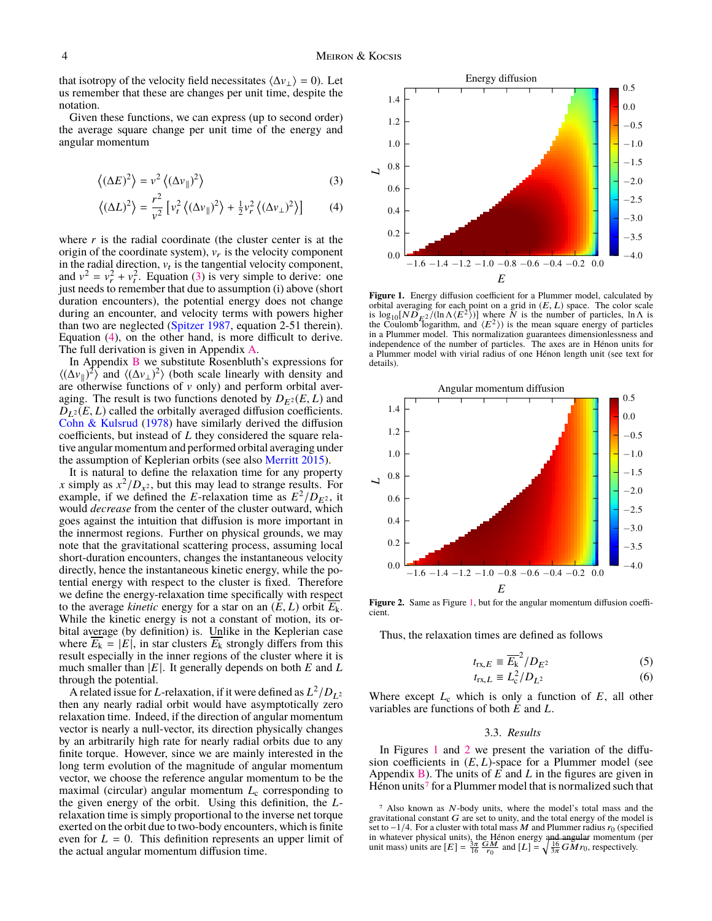that isotropy of the velocity field necessitates $\langle \Delta v_\perp \rangle = 0$). Let us remember that these are changes per unit time, despite the notation.

Given these functions, we can express (up to second order) the average square change per unit time of the energy and angular momentum

$$\left\langle (\Delta E)^2 \right\rangle = v^2 \left\langle (\Delta v_\parallel)^2 \right\rangle \tag{3}$$

$$\left\langle (\Delta L)^2 \right\rangle = \frac{r^2}{v^2} \left[ v_t^2 \left\langle (\Delta v_\parallel)^2 \right\rangle + \tfrac{1}{2} v_r^2 \left\langle (\Delta v_\perp)^2 \right\rangle \right] \tag{4}$$

where $r$ is the radial coordinate (the cluster center is at the origin of the coordinate system), $v_r$ is the velocity component in the radial direction, $v_t$ is the tangential velocity component, and $v^2 = v_r^2 + v_t^2$. Equation (3) is very simple to derive: one just needs to remember that due to assumption (i) above (short duration encounters), the potential energy does not change during an encounter, and velocity terms with powers higher than two are neglected (Spitzer 1987, equation 2-51 therein). Equation (4), on the other hand, is more difficult to derive. The full derivation is given in Appendix A.

In Appendix B we substitute Rosenbluth's expressions for $\langle (\Delta v_\parallel)^2 \rangle$ and $\langle (\Delta v_\perp)^2 \rangle$ (both scale linearly with density and are otherwise functions of $v$ only) and perform orbital averaging. The result is two functions denoted by $D_{E^2}(E, L)$ and $D_{L^2}(E, L)$ called the orbitally averaged diffusion coefficients. Cohn & Kulsrud (1978) have similarly derived the diffusion coefficients, but instead of $L$ they considered the square relative angular momentum and performed orbital averaging under the assumption of Keplerian orbits (see also Merritt 2015).

It is natural to define the relaxation time for any property $x$ simply as $x^2/D_{x^2}$, but this may lead to strange results. For example, if we defined the $E$-relaxation time as $E^2/D_{E^2}$, it would *decrease* from the center of the cluster outward, which goes against the intuition that diffusion is more important in the innermost regions. Further on physical grounds, we may note that the gravitational scattering process, assuming local short-duration encounters, changes the instantaneous velocity directly, hence the instantaneous kinetic energy, while the potential energy with respect to the cluster is fixed. Therefore we define the energy-relaxation time specifically with respect to the average *kinetic* energy for a star on an $(E, L)$ orbit $\overline{E_\mathrm{k}}$. While the kinetic energy is not a constant of motion, its orbital average (by definition) is. Unlike in the Keplerian case where $\overline{E_\mathrm{k}} = |E|$, in star clusters $\overline{E_\mathrm{k}}$ strongly differs from this result especially in the inner regions of the cluster where it is much smaller than $|E|$. It generally depends on both $E$ and $L$ through the potential.

A related issue for $L$-relaxation, if it were defined as $L^2/D_{L^2}$ then any nearly radial orbit would have asymptotically zero relaxation time. Indeed, if the direction of angular momentum vector is nearly a null-vector, its direction physically changes by an arbitrarily high rate for nearly radial orbits due to any finite torque. However, since we are mainly interested in the long term evolution of the magnitude of angular momentum vector, we choose the reference angular momentum to be the maximal (circular) angular momentum $L_\mathrm{c}$ corresponding to the given energy of the orbit. Using this definition, the $L$-relaxation time is simply proportional to the inverse net torque exerted on the orbit due to two-body encounters, which is finite even for $L = 0$. This definition represents an upper limit of the actual angular momentum diffusion time.

**Figure 1.** Energy diffusion coefficient for a Plummer model, calculated by orbital averaging for each point on a grid in $(E, L)$ space. The color scale is $\log_{10}[N D_{E^2}/(\ln\Lambda \langle E^2 \rangle)]$ where $N$ is the number of particles, $\ln\Lambda$ is the Coulomb logarithm, and $\langle E^2 \rangle$) is the mean square energy of particles in a Plummer model. This normalization guarantees dimensionlessness and independence of the number of particles. The axes are in Hénon units for a Plummer model with virial radius of one Hénon length unit (see text for details).

**Figure 2.** Same as Figure 1, but for the angular momentum diffusion coefficient.

Thus, the relaxation times are defined as follows

$$t_{\mathrm{rx},E} \equiv \overline{E_\mathrm{k}}^2 / D_{E^2} \tag{5}$$

$$t_{\mathrm{rx},L} \equiv L_\mathrm{c}^2 / D_{L^2} \tag{6}$$

Where except $L_\mathrm{c}$ which is only a function of $E$, all other variables are functions of both $E$ and $L$.

### 3.3. *Results*

In Figures 1 and 2 we present the variation of the diffusion coefficients in $(E, L)$-space for a Plummer model (see Appendix B). The units of $E$ and $L$ in the figures are given in Hénon units[7] for a Plummer model that is normalized such that

[7] Also known as $N$-body units, where the model's total mass and the gravitational constant $G$ are set to unity, and the total energy of the model is set to $-1/4$. For a cluster with total mass $M$ and Plummer radius $r_0$ (specified in whatever physical units), the Hénon energy and angular momentum (per unit mass) units are $[E] = \frac{3\pi}{16}\frac{GM}{r_0}$ and $[L] = \sqrt{\frac{16}{3\pi} G M r_0}$, respectively.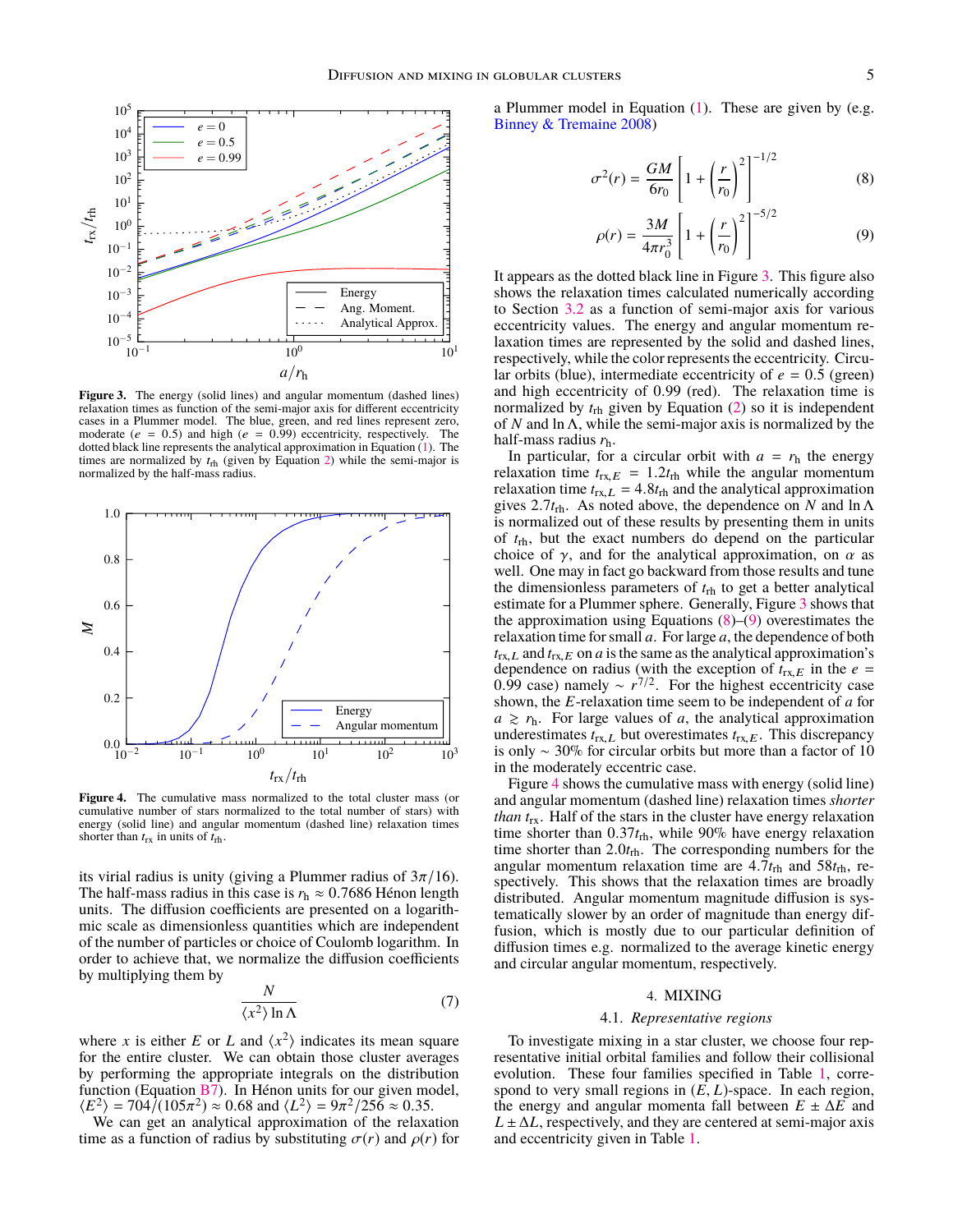**Figure 3.** The energy (solid lines) and angular momentum (dashed lines) relaxation times as function of the semi-major axis for different eccentricity cases in a Plummer model. The blue, green, and red lines represent zero, moderate ($e = 0.5$) and high ($e = 0.99$) eccentricity, respectively. The dotted black line represents the analytical approximation in Equation (1). The times are normalized by $t_{\rm rh}$ (given by Equation 2) while the semi-major is normalized by the half-mass radius.

**Figure 4.** The cumulative mass normalized to the total cluster mass (or cumulative number of stars normalized to the total number of stars) with energy (solid line) and angular momentum (dashed line) relaxation times shorter than $t_{\rm rx}$ in units of $t_{\rm rh}$.

its virial radius is unity (giving a Plummer radius of $3\pi/16$). The half-mass radius in this case is $r_{\rm h} \approx 0.7686$ Hénon length units. The diffusion coefficients are presented on a logarithmic scale as dimensionless quantities which are independent of the number of particles or choice of Coulomb logarithm. In order to achieve that, we normalize the diffusion coefficients by multiplying them by

$$\frac{N}{\langle x^2 \rangle \ln \Lambda} \tag{7}$$

where $x$ is either $E$ or $L$ and $\langle x^2 \rangle$ indicates its mean square for the entire cluster. We can obtain those cluster averages by performing the appropriate integrals on the distribution function (Equation B7). In Hénon units for our given model, $\langle E^2 \rangle = 704/(105\pi^2) \approx 0.68$ and $\langle L^2 \rangle = 9\pi^2/256 \approx 0.35$.

We can get an analytical approximation of the relaxation time as a function of radius by substituting $\sigma(r)$ and $\rho(r)$ for a Plummer model in Equation (1). These are given by (e.g. Binney & Tremaine 2008)

$$\sigma^2(r) = \frac{GM}{6r_0}\left[1 + \left(\frac{r}{r_0}\right)^2\right]^{-1/2} \tag{8}$$

$$\rho(r) = \frac{3M}{4\pi r_0^3}\left[1 + \left(\frac{r}{r_0}\right)^2\right]^{-5/2} \tag{9}$$

It appears as the dotted black line in Figure 3. This figure also shows the relaxation times calculated numerically according to Section 3.2 as a function of semi-major axis for various eccentricity values. The energy and angular momentum relaxation times are represented by the solid and dashed lines, respectively, while the color represents the eccentricity. Circular orbits (blue), intermediate eccentricity of $e = 0.5$ (green) and high eccentricity of 0.99 (red). The relaxation time is normalized by $t_{\rm rh}$ given by Equation (2) so it is independent of $N$ and $\ln \Lambda$, while the semi-major axis is normalized by the half-mass radius $r_{\rm h}$.

In particular, for a circular orbit with $a = r_{\rm h}$ the energy relaxation time $t_{{\rm rx},E} = 1.2 t_{\rm rh}$ while the angular momentum relaxation time $t_{{\rm rx},L} = 4.8 t_{\rm rh}$ and the analytical approximation gives $2.7 t_{\rm rh}$. As noted above, the dependence on $N$ and $\ln \Lambda$ is normalized out of these results by presenting them in units of $t_{\rm rh}$, but the exact numbers do depend on the particular choice of $\gamma$, and for the analytical approximation, on $\alpha$ as well. One may in fact go backward from those results and tune the dimensionless parameters of $t_{\rm rh}$ to get a better analytical estimate for a Plummer sphere. Generally, Figure 3 shows that the approximation using Equations (8)–(9) overestimates the relaxation time for small $a$. For large $a$, the dependence of both $t_{{\rm rx},L}$ and $t_{{\rm rx},E}$ on $a$ is the same as the analytical approximation's dependence on radius (with the exception of $t_{{\rm rx},E}$ in the $e = 0.99$ case) namely $\sim r^{7/2}$. For the highest eccentricity case shown, the $E$-relaxation time seem to be independent of $a$ for $a \gtrsim r_{\rm h}$. For large values of $a$, the analytical approximation underestimates $t_{{\rm rx},L}$ but overestimates $t_{{\rm rx},E}$. This discrepancy is only $\sim 30\%$ for circular orbits but more than a factor of 10 in the moderately eccentric case.

Figure 4 shows the cumulative mass with energy (solid line) and angular momentum (dashed line) relaxation times *shorter than* $t_{\rm rx}$. Half of the stars in the cluster have energy relaxation time shorter than $0.37 t_{\rm rh}$, while 90% have energy relaxation time shorter than $2.0 t_{\rm rh}$. The corresponding numbers for the angular momentum relaxation time are $4.7 t_{\rm rh}$ and $58 t_{\rm rh}$, respectively. This shows that the relaxation times are broadly distributed. Angular momentum magnitude diffusion is systematically slower by an order of magnitude than energy diffusion, which is mostly due to our particular definition of diffusion times e.g. normalized to the average kinetic energy and circular angular momentum, respectively.

## 4. MIXING

### 4.1. *Representative regions*

To investigate mixing in a star cluster, we choose four representative initial orbital families and follow their collisional evolution. These four families specified in Table 1, correspond to very small regions in $(E, L)$-space. In each region, the energy and angular momentum fall between $E \pm \Delta E$ and $L \pm \Delta L$, respectively, and they are centered at semi-major axis and eccentricity given in Table 1.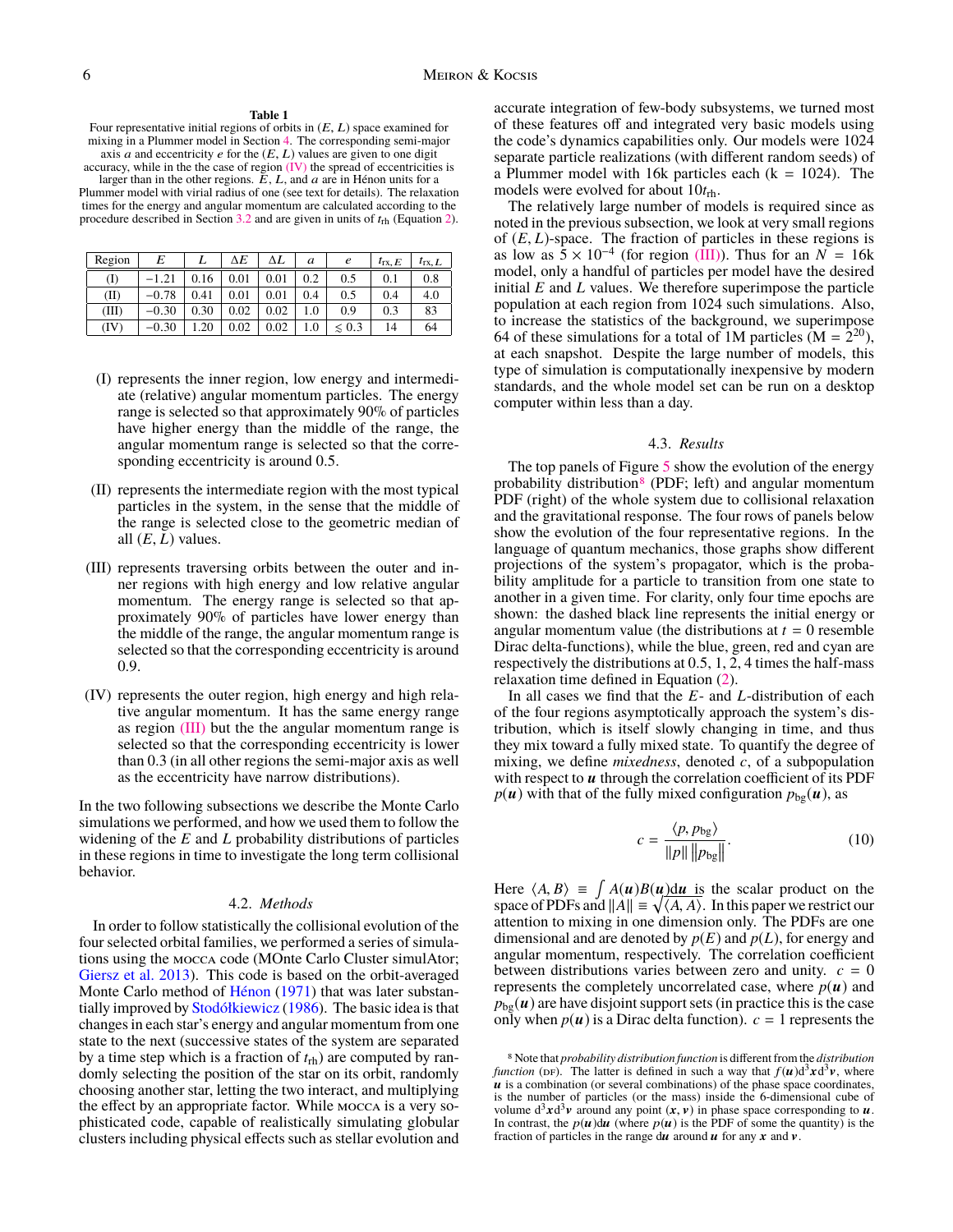**Table 1**

Four representative initial regions of orbits in $(E, L)$ space examined for mixing in a Plummer model in Section 4. The corresponding semi-major axis $a$ and eccentricity $e$ for the $(E, L)$ values are given to one digit accuracy, while in the the case of region (IV) the spread of eccentricities is larger than in the other regions. $E$, $L$, and $a$ are in Hénon units for a Plummer model with virial radius of one (see text for details). The relaxation times for the energy and angular momentum are calculated according to the procedure described in Section 3.2 and are given in units of $t_{\rm rh}$ (Equation 2).

| Region | $E$ | $L$ | $\Delta E$ | $\Delta L$ | $a$ | $e$ | $t_{\rm rx,\,E}$ | $t_{\rm rx,\,L}$ |
|---|---|---|---|---|---|---|---|---|
| (I) | −1.21 | 0.16 | 0.01 | 0.01 | 0.2 | 0.5 | 0.1 | 0.8 |
| (II) | −0.78 | 0.41 | 0.01 | 0.01 | 0.4 | 0.5 | 0.4 | 4.0 |
| (III) | −0.30 | 0.30 | 0.02 | 0.02 | 1.0 | 0.9 | 0.3 | 83 |
| (IV) | −0.30 | 1.20 | 0.02 | 0.02 | 1.0 | $\lesssim 0.3$ | 14 | 64 |

(I) represents the inner region, low energy and intermediate (relative) angular momentum particles. The energy range is selected so that approximately 90% of particles have higher energy than the middle of the range, the angular momentum range is selected so that the corresponding eccentricity is around 0.5.

(II) represents the intermediate region with the most typical particles in the system, in the sense that the middle of the range is selected close to the geometric median of all $(E, L)$ values.

(III) represents traversing orbits between the outer and inner regions with high energy and low relative angular momentum. The energy range is selected so that approximately 90% of particles have lower energy than the middle of the range, the angular momentum range is selected so that the corresponding eccentricity is around 0.9.

(IV) represents the outer region, high energy and high relative angular momentum. It has the same energy range as region (III) but the the angular momentum range is selected so that the corresponding eccentricity is lower than 0.3 (in all other regions the semi-major axis as well as the eccentricity have narrow distributions).

In the two following subsections we describe the Monte Carlo simulations we performed, and how we used them to follow the widening of the $E$ and $L$ probability distributions of particles in these regions in time to investigate the long term collisional behavior.

### 4.2. *Methods*

In order to follow statistically the collisional evolution of the four selected orbital families, we performed a series of simulations using the MOCCA code (MOnte Carlo Cluster simulAtor; Giersz et al. 2013). This code is based on the orbit-averaged Monte Carlo method of Hénon (1971) that was later substantially improved by Stodółkiewicz (1986). The basic idea is that changes in each star's energy and angular momentum from one state to the next (successive states of the system are separated by a time step which is a fraction of $t_{\rm rh}$) are computed by randomly selecting the position of the star on its orbit, randomly choosing another star, letting the two interact, and multiplying the effect by an appropriate factor. While MOCCA is a very sophisticated code, capable of realistically simulating globular clusters including physical effects such as stellar evolution and accurate integration of few-body subsystems, we turned most of these features off and integrated very basic models using the code's dynamics capabilities only. Our models were 1024 separate particle realizations (with different random seeds) of a Plummer model with 16k particles each (k = 1024). The models were evolved for about $10 t_{\rm rh}$.

The relatively large number of models is required since as noted in the previous subsection, we look at very small regions of $(E, L)$-space. The fraction of particles in these regions is as low as $5 \times 10^{-4}$ (for region (III)). Thus for an $N = 16$k model, only a handful of particles per model have the desired initial $E$ and $L$ values. We therefore superimpose the particle population at each region from 1024 such simulations. Also, to increase the statistics of the background, we superimpose 64 of these simulations for a total of 1M particles ($M = 2^{20}$), at each snapshot. Despite the large number of models, this type of simulation is computationally inexpensive by modern standards, and the whole model set can be run on a desktop computer within less than a day.

### 4.3. *Results*

The top panels of Figure 5 show the evolution of the energy probability distribution[8] (PDF; left) and angular momentum PDF (right) of the whole system due to collisional relaxation and the gravitational response. The four rows of panels below show the evolution of the four representative regions. In the language of quantum mechanics, those graphs show different projections of the system's propagator, which is the probability amplitude for a particle to transition from one state to another in a given time. For clarity, only four time epochs are shown: the dashed black line represents the initial energy or angular momentum value (the distributions at $t = 0$ resemble Dirac delta-functions), while the blue, green, red and cyan are respectively the distributions at 0.5, 1, 2, 4 times the half-mass relaxation time defined in Equation (2).

In all cases we find that the $E$- and $L$-distribution of each of the four regions asymptotically approach the system's distribution, which is itself slowly changing in time, and thus they mix toward a fully mixed state. To quantify the degree of mixing, we define *mixedness*, denoted $c$, of a subpopulation with respect to $\boldsymbol{u}$ through the correlation coefficient of its PDF $p(\boldsymbol{u})$ with that of the fully mixed configuration $p_{\rm bg}(\boldsymbol{u})$, as

$$c = \frac{\langle p, p_{\rm bg}\rangle}{\|p\|\,\|p_{\rm bg}\|}. \tag{10}$$

Here $\langle A, B\rangle \equiv \int A(\boldsymbol{u})B(\boldsymbol{u})\mathrm{d}\boldsymbol{u}$ is the scalar product on the space of PDFs and $\|A\| \equiv \sqrt{\langle A, A\rangle}$. In this paper we restrict our attention to mixing in one dimension only. The PDFs are one dimensional and are denoted by $p(E)$ and $p(L)$, for energy and angular momentum, respectively. The correlation coefficient between distributions varies between zero and unity. $c = 0$ represents the completely uncorrelated case, where $p(\boldsymbol{u})$ and $p_{\rm bg}(\boldsymbol{u})$ are have disjoint support sets (in practice this is the case only when $p(\boldsymbol{u})$ is a Dirac delta function). $c = 1$ represents the

[8] Note that *probability distribution function* is different from the *distribution function* (DF). The latter is defined in such a way that $f(\boldsymbol{u})\mathrm{d}^3\boldsymbol{x}\mathrm{d}^3\boldsymbol{v}$, where $\boldsymbol{u}$ is a combination (or several combinations) of the phase space coordinates, is the number of particles (or the mass) inside the 6-dimensional cube of volume $\mathrm{d}^3\boldsymbol{x}\mathrm{d}^3\boldsymbol{v}$ around any point $(\boldsymbol{x}, \boldsymbol{v})$ in phase space corresponding to $\boldsymbol{u}$. In contrast, the $p(\boldsymbol{u})\mathrm{d}\boldsymbol{u}$ (where $p(\boldsymbol{u})$ is the PDF of some the quantity) is the fraction of particles in the range $\mathrm{d}\boldsymbol{u}$ around $\boldsymbol{u}$ for any $\boldsymbol{x}$ and $\boldsymbol{v}$.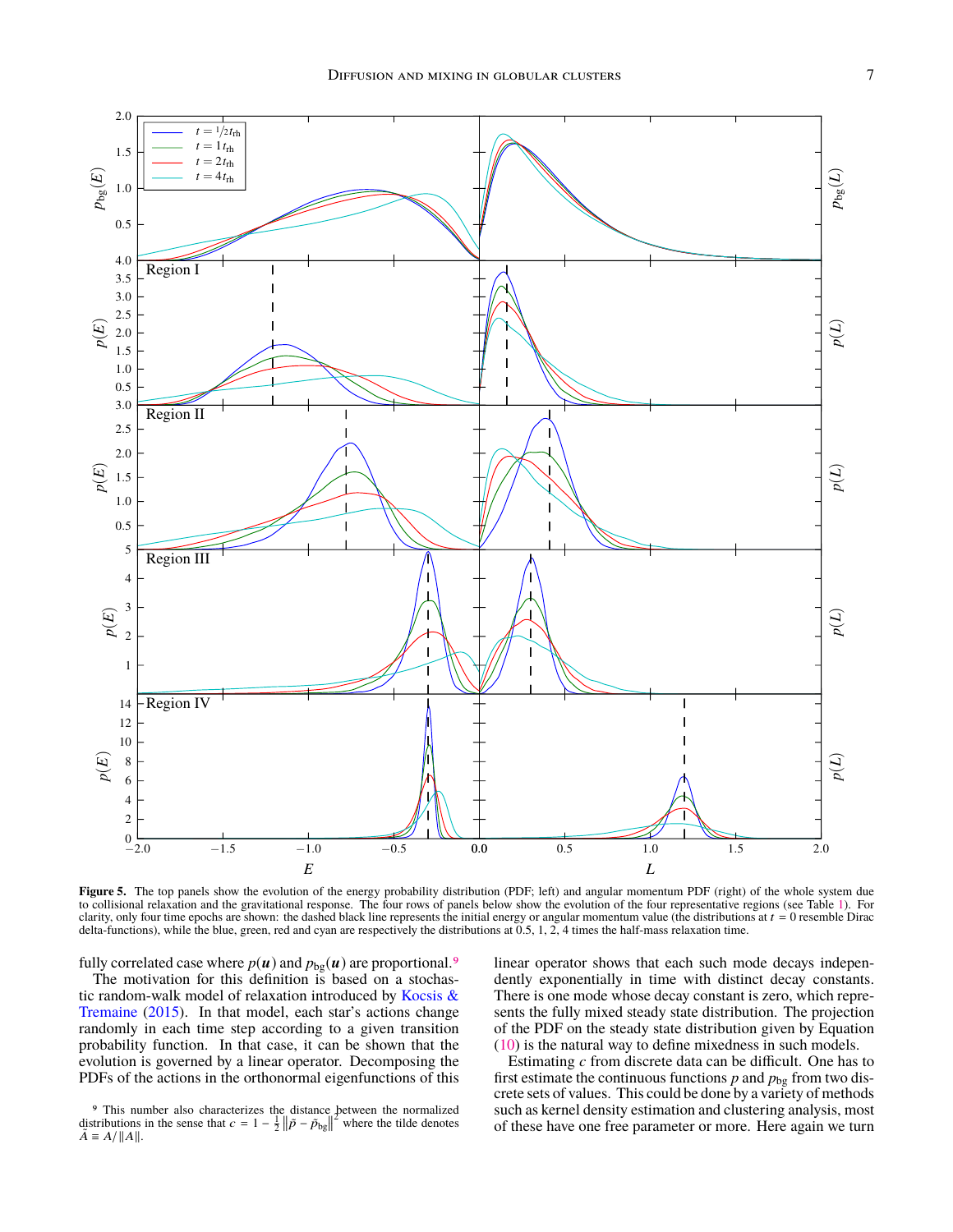**Figure 5.** The top panels show the evolution of the energy probability distribution (PDF; left) and angular momentum PDF (right) of the whole system due to collisional relaxation and the gravitational response. The four rows of panels below show the evolution of the four representative regions (see Table 1). For clarity, only four time epochs are shown: the dashed black line represents the initial energy or angular momentum value (the distributions at $t = 0$ resemble Dirac delta-functions), while the blue, green, red and cyan are respectively the distributions at 0.5, 1, 2, 4 times the half-mass relaxation time.

fully correlated case where $p(\boldsymbol{u})$ and $p_{\mathrm{bg}}(\boldsymbol{u})$ are proportional.[9]

The motivation for this definition is based on a stochastic random-walk model of relaxation introduced by Kocsis & Tremaine (2015). In that model, each star's actions change randomly in each time step according to a given transition probability function. In that case, it can be shown that the evolution is governed by a linear operator. Decomposing the PDFs of the actions in the orthonormal eigenfunctions of this linear operator shows that each such mode decays independently exponentially in time with distinct decay constants. There is one mode whose decay constant is zero, which represents the fully mixed steady state distribution. The projection of the PDF on the steady state distribution given by Equation (10) is the natural way to define mixedness in such models.

Estimating $c$ from discrete data can be difficult. One has to first estimate the continuous functions $p$ and $p_{\mathrm{bg}}$ from two discrete sets of values. This could be done by a variety of methods such as kernel density estimation and clustering analysis, most of these have one free parameter or more. Here again we turn

[9] This number also characterizes the distance between the normalized distributions in the sense that $c = 1 - \frac{1}{2}\left\|\tilde{p} - \tilde{p}_{\mathrm{bg}}\right\|^2$ where the tilde denotes $\tilde{A} \equiv A/\|A\|$.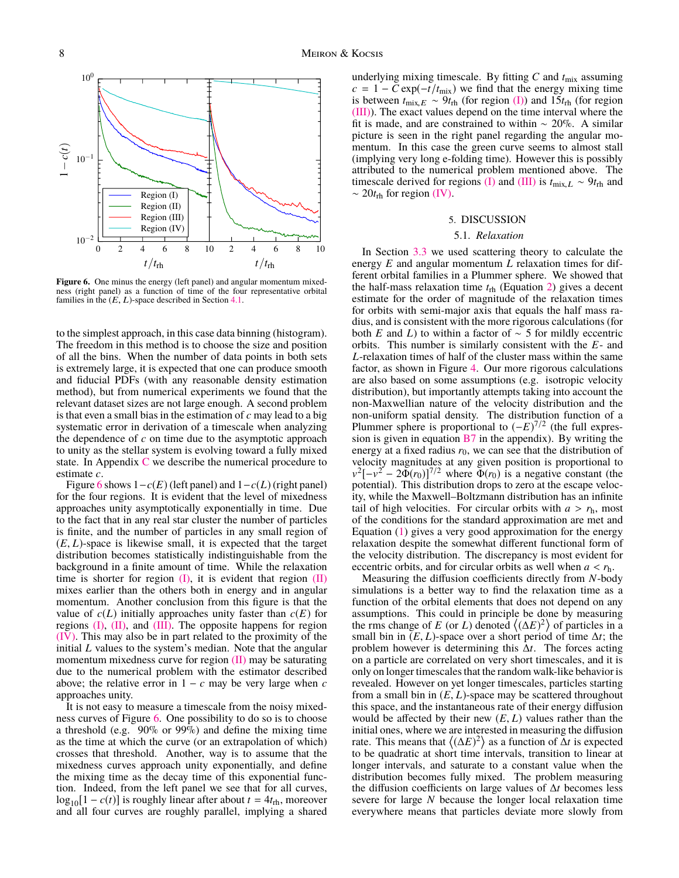**Figure 6.** One minus the energy (left panel) and angular momentum mixedness (right panel) as a function of time of the four representative orbital families in the $(E, L)$-space described in Section 4.1.

to the simplest approach, in this case data binning (histogram). The freedom in this method is to choose the size and position of all the bins. When the number of data points in both sets is extremely large, it is expected that one can produce smooth and fiducial PDFs (with any reasonable density estimation method), but from numerical experiments we found that the relevant dataset sizes are not large enough. A second problem is that even a small bias in the estimation of $c$ may lead to a big systematic error in derivation of a timescale when analyzing the dependence of $c$ on time due to the asymptotic approach to unity as the stellar system is evolving toward a fully mixed state. In Appendix C we describe the numerical procedure to estimate $c$.

Figure 6 shows $1-c(E)$ (left panel) and $1-c(L)$ (right panel) for the four regions. It is evident that the level of mixedness approaches unity asymptotically exponentially in time. Due to the fact that in any real star cluster the number of particles is finite, and the number of particles in any small region of $(E, L)$-space is likewise small, it is expected that the target distribution becomes statistically indistinguishable from the background in a finite amount of time. While the relaxation time is shorter for region (I), it is evident that region (II) mixes earlier than the others both in energy and in angular momentum. Another conclusion from this figure is that the value of $c(L)$ initially approaches unity faster than $c(E)$ for regions (I), (II), and (III). The opposite happens for region (IV). This may also be in part related to the proximity of the initial $L$ values to the system's median. Note that the angular momentum mixedness curve for region (II) may be saturating due to the numerical problem with the estimator described above; the relative error in $1-c$ may be very large when $c$ approaches unity.

It is not easy to measure a timescale from the noisy mixedness curves of Figure 6. One possibility to do so is to choose a threshold (e.g. 90% or 99%) and define the mixing time as the time at which the curve (or an extrapolation of which) crosses that threshold. Another, way is to assume that the mixedness curves approach unity exponentially, and define the mixing time as the decay time of this exponential function. Indeed, from the left panel we see that for all curves, $\log_{10}[1-c(t)]$ is roughly linear after about $t = 4t_{\rm rh}$, moreover and all four curves are roughly parallel, implying a shared underlying mixing timescale. By fitting $C$ and $t_{\rm mix}$ assuming $c = 1 - C\exp(-t/t_{\rm mix})$ we find that the energy mixing time is between $t_{{\rm mix},E} \sim 9t_{\rm rh}$ (for region (I)) and $15t_{\rm rh}$ (for region (III)). The exact values depend on the time interval where the fit is made, and are constrained to within $\sim 20\%$. A similar picture is seen in the right panel regarding the angular momentum. In this case the green curve seems to almost stall (implying very long e-folding time). However this is possibly attributed to the numerical problem mentioned above. The timescale derived for regions (I) and (III) is $t_{{\rm mix},L} \sim 9t_{\rm rh}$ and $\sim 20t_{\rm rh}$ for region (IV).

## 5. DISCUSSION

### 5.1. *Relaxation*

In Section 3.3 we used scattering theory to calculate the energy $E$ and angular momentum $L$ relaxation times for different orbital families in a Plummer sphere. We showed that the half-mass relaxation time $t_{\rm rh}$ (Equation 2) gives a decent estimate for the order of magnitude of the relaxation times for orbits with semi-major axis that equals the half mass radius, and is consistent with the more rigorous calculations (for both $E$ and $L$) to within a factor of $\sim 5$ for mildly eccentric orbits. This number is similarly consistent with the $E$- and $L$-relaxation times of half of the cluster mass within the same factor, as shown in Figure 4. Our more rigorous calculations are also based on some assumptions (e.g. isotropic velocity distribution), but importantly attempts taking into account the non-Maxwellian nature of the velocity distribution and the non-uniform spatial density. The distribution function of a Plummer sphere is proportional to $(-E)^{7/2}$ (the full expression is given in equation B7 in the appendix). By writing the energy at a fixed radius $r_0$, we can see that the distribution of velocity magnitudes at any given position is proportional to $v^2[-v^2 - 2\Phi(r_0)]^{7/2}$ where $\Phi(r_0)$ is a negative constant (the potential). This distribution drops to zero at the escape velocity, while the Maxwell–Boltzmann distribution has an infinite tail of high velocities. For circular orbits with $a > r_{\rm h}$, most of the conditions for the standard approximation are met and Equation (1) gives a very good approximation for the energy relaxation despite the somewhat different functional form of the velocity distribution. The discrepancy is most evident for eccentric orbits, and for circular orbits as well when $a < r_{\rm h}$.

Measuring the diffusion coefficients directly from $N$-body simulations is a better way to find the relaxation time as a function of the orbital elements that does not depend on any assumptions. This could in principle be done by measuring the rms change of $E$ (or $L$) denoted $\left\langle(\Delta E)^2\right\rangle$ of particles in a small bin in $(E, L)$-space over a short period of time $\Delta t$; the problem however is determining this $\Delta t$. The forces acting on a particle are correlated on very short timescales, and it is only on longer timescales that the random walk-like behavior is revealed. However on yet longer timescales, particles starting from a small bin in $(E, L)$-space may be scattered throughout this space, and the instantaneous rate of their energy diffusion would be affected by their new $(E, L)$ values rather than the initial ones, where we are interested in measuring the diffusion rate. This means that $\left\langle(\Delta E)^2\right\rangle$ as a function of $\Delta t$ is expected to be quadratic at short time intervals, transition to linear at longer intervals, and saturate to a constant value when the distribution becomes fully mixed. The problem measuring the diffusion coefficients on large values of $\Delta t$ becomes less severe for large $N$ because the longer local relaxation time everywhere means that particles deviate more slowly from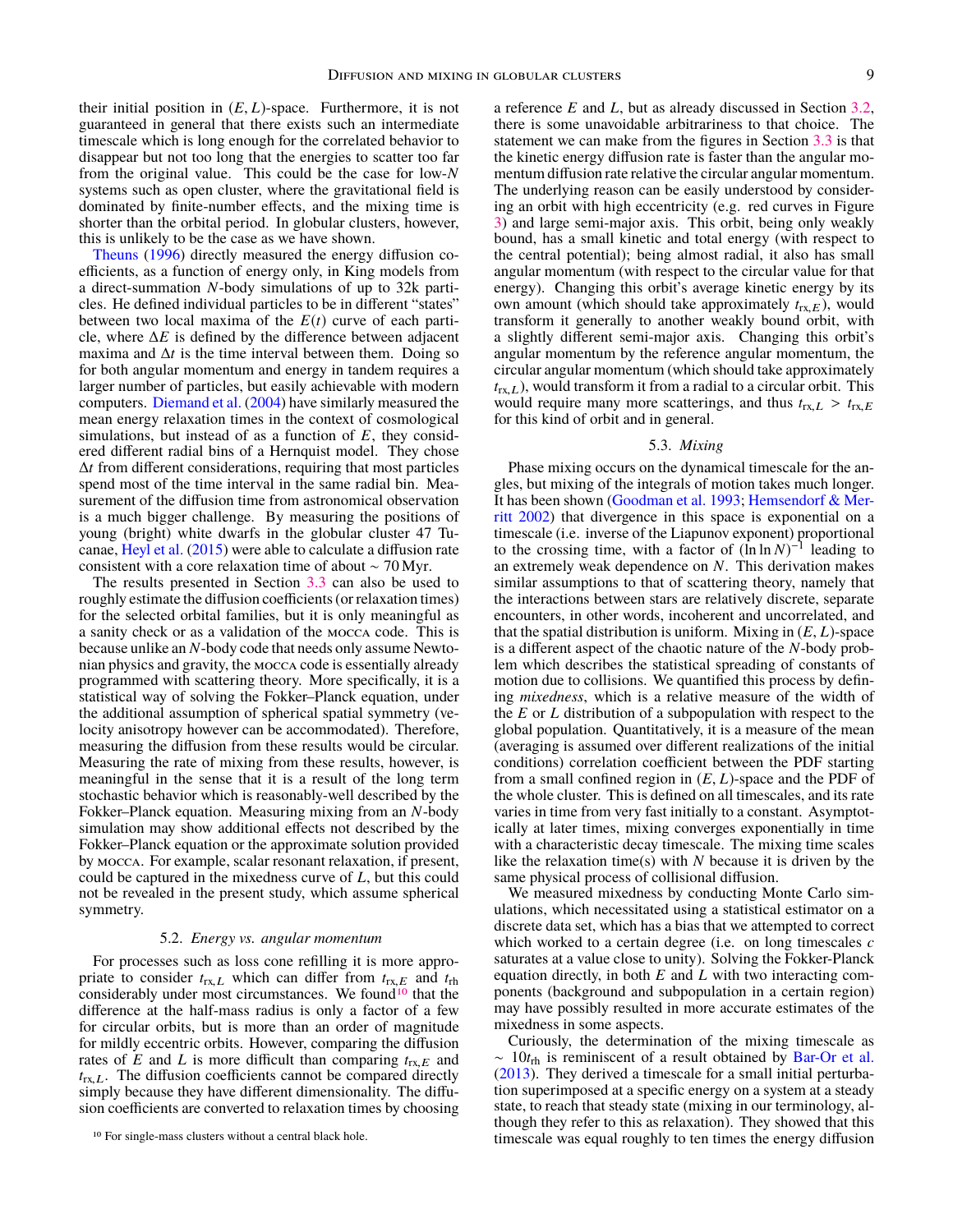their initial position in $(E, L)$-space. Furthermore, it is not guaranteed in general that there exists such an intermediate timescale which is long enough for the correlated behavior to disappear but not too long that the energies to scatter too far from the original value. This could be the case for low-$N$ systems such as open cluster, where the gravitational field is dominated by finite-number effects, and the mixing time is shorter than the orbital period. In globular clusters, however, this is unlikely to be the case as we have shown.

Theuns (1996) directly measured the energy diffusion coefficients, as a function of energy only, in King models from a direct-summation $N$-body simulations of up to 32k particles. He defined individual particles to be in different "states" between two local maxima of the $E(t)$ curve of each particle, where $\Delta E$ is defined by the difference between adjacent maxima and $\Delta t$ is the time interval between them. Doing so for both angular momentum and energy in tandem requires a larger number of particles, but easily achievable with modern computers. Diemand et al. (2004) have similarly measured the mean energy relaxation times in the context of cosmological simulations, but instead of as a function of $E$, they considered different radial bins of a Hernquist model. They chose $\Delta t$ from different considerations, requiring that most particles spend most of the time interval in the same radial bin. Measurement of the diffusion time from astronomical observation is a much bigger challenge. By measuring the positions of young (bright) white dwarfs in the globular cluster 47 Tucanae, Heyl et al. (2015) were able to calculate a diffusion rate consistent with a core relaxation time of about $\sim 70$ Myr.

The results presented in Section 3.3 can also be used to roughly estimate the diffusion coefficients (or relaxation times) for the selected orbital families, but it is only meaningful as a sanity check or as a validation of the MOCCA code. This is because unlike an $N$-body code that needs only assume Newtonian physics and gravity, the MOCCA code is essentially already programmed with scattering theory. More specifically, it is a statistical way of solving the Fokker–Planck equation, under the additional assumption of spherical spatial symmetry (velocity anisotropy however can be accommodated). Therefore, measuring the diffusion from these results would be circular. Measuring the rate of mixing from these results, however, is meaningful in the sense that it is a result of the long term stochastic behavior which is reasonably-well described by the Fokker–Planck equation. Measuring mixing from an $N$-body simulation may show additional effects not described by the Fokker–Planck equation or the approximate solution provided by MOCCA. For example, scalar resonant relaxation, if present, could be captured in the mixedness curve of $L$, but this could not be revealed in the present study, which assume spherical symmetry.

### 5.2. *Energy vs. angular momentum*

For processes such as loss cone refilling it is more appropriate to consider $t_{\mathrm{rx},L}$ which can differ from $t_{\mathrm{rx},E}$ and $t_{\mathrm{rh}}$ considerably under most circumstances. We found[10] that the difference at the half-mass radius is only a factor of a few for circular orbits, but is more than an order of magnitude for mildly eccentric orbits. However, comparing the diffusion rates of $E$ and $L$ is more difficult than comparing $t_{\mathrm{rx},E}$ and $t_{\mathrm{rx},L}$. The diffusion coefficients cannot be compared directly simply because they have different dimensionality. The diffusion coefficients are converted to relaxation times by choosing a reference $E$ and $L$, but as already discussed in Section 3.2, there is some unavoidable arbitrariness to that choice. The statement we can make from the figures in Section 3.3 is that the kinetic energy diffusion rate is faster than the angular momentum diffusion rate relative the circular angular momentum. The underlying reason can be easily understood by considering an orbit with high eccentricity (e.g. red curves in Figure 3) and large semi-major axis. This orbit, being only weakly bound, has a small kinetic and total energy (with respect to the central potential); being almost radial, it also has small angular momentum (with respect to the circular value for that energy). Changing this orbit's average kinetic energy by its own amount (which should take approximately $t_{\mathrm{rx},E}$), would transform it generally to another weakly bound orbit, with a slightly different semi-major axis. Changing this orbit's angular momentum by the reference angular momentum, the circular angular momentum (which should take approximately $t_{\mathrm{rx},L}$), would transform it from a radial to a circular orbit. This would require many more scatterings, and thus $t_{\mathrm{rx},L} > t_{\mathrm{rx},E}$ for this kind of orbit and in general.

### 5.3. *Mixing*

Phase mixing occurs on the dynamical timescale for the angles, but mixing of the integrals of motion takes much longer. It has been shown (Goodman et al. 1993; Hemsendorf & Merritt 2002) that divergence in this space is exponential on a timescale (i.e. inverse of the Liapunov exponent) proportional to the crossing time, with a factor of $(\ln \ln N)^{-1}$ leading to an extremely weak dependence on $N$. This derivation makes similar assumptions to that of scattering theory, namely that the interactions between stars are relatively discrete, separate encounters, in other words, incoherent and uncorrelated, and that the spatial distribution is uniform. Mixing in $(E, L)$-space is a different aspect of the chaotic nature of the $N$-body problem which describes the statistical spreading of constants of motion due to collisions. We quantified this process by defining *mixedness*, which is a relative measure of the width of the $E$ or $L$ distribution of a subpopulation with respect to the global population. Quantitatively, it is a measure of the mean (averaging is assumed over different realizations of the initial conditions) correlation coefficient between the PDF starting from a small confined region in $(E, L)$-space and the PDF of the whole cluster. This is defined on all timescales, and its rate varies in time from very fast initially to a constant. Asymptotically at later times, mixing converges exponentially in time with a characteristic decay timescale. The mixing time scales like the relaxation time(s) with $N$ because it is driven by the same physical process of collisional diffusion.

We measured mixedness by conducting Monte Carlo simulations, which necessitated using a statistical estimator on a discrete data set, which has a bias that we attempted to correct which worked to a certain degree (i.e. on long timescales $c$ saturates at a value close to unity). Solving the Fokker-Planck equation directly, in both $E$ and $L$ with two interacting components (background and subpopulation in a certain region) may have possibly resulted in more accurate estimates of the mixedness in some aspects.

Curiously, the determination of the mixing timescale as $\sim 10 t_{\mathrm{rh}}$ is reminiscent of a result obtained by Bar-Or et al. (2013). They derived a timescale for a small initial perturbation superimposed at a specific energy on a system at a steady state, to reach that steady state (mixing in our terminology, although they refer to this as relaxation). They showed that this timescale was equal roughly to ten times the energy diffusion

[10] For single-mass clusters without a central black hole.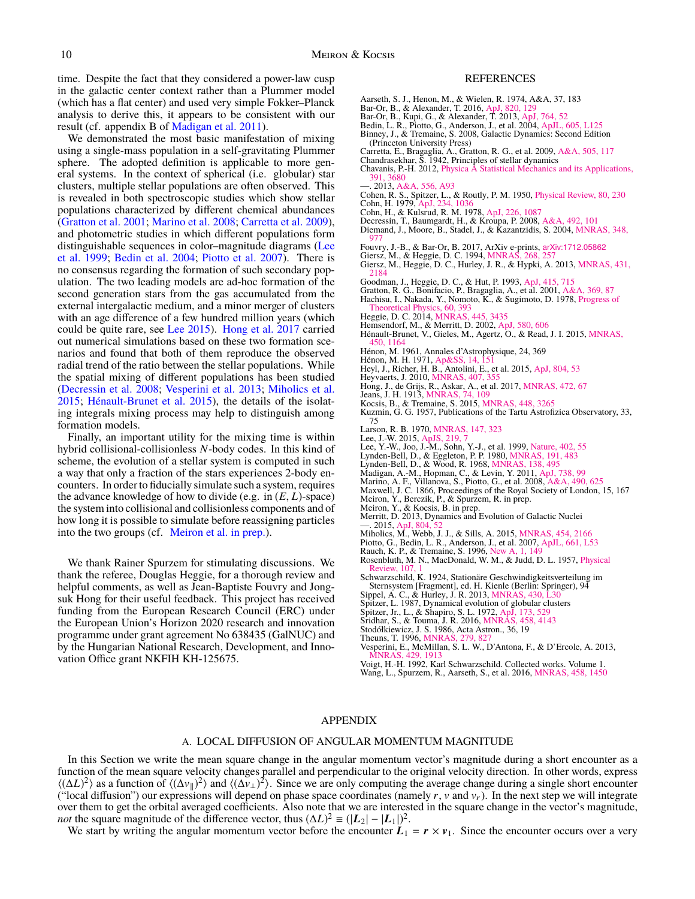time. Despite the fact that they considered a power-law cusp in the galactic center context rather than a Plummer model (which has a flat center) and used very simple Fokker–Planck analysis to derive this, it appears to be consistent with our result (cf. appendix B of Madigan et al. 2011).

We demonstrated the most basic manifestation of mixing using a single-mass population in a self-gravitating Plummer sphere. The adopted definition is applicable to more general systems. In the context of spherical (i.e. globular) star clusters, multiple stellar populations are often observed. This is revealed in both spectroscopic studies which show stellar populations characterized by different chemical abundances (Gratton et al. 2001; Marino et al. 2008; Carretta et al. 2009), and photometric studies in which different populations form distinguishable sequences in color–magnitude diagrams (Lee et al. 1999; Bedin et al. 2004; Piotto et al. 2007). There is no consensus regarding the formation of such secondary population. The two leading models are ad-hoc formation of the second generation stars from the gas accumulated from the external intergalactic medium, and a minor merger of clusters with an age difference of a few hundred million years (which could be quite rare, see Lee 2015). Hong et al. 2017 carried out numerical simulations based on these two formation scenarios and found that both of them reproduce the observed radial trend of the ratio between the stellar populations. While the spatial mixing of different populations has been studied (Decressin et al. 2008; Vesperini et al. 2013; Miholics et al. 2015; Hénault-Brunet et al. 2015), the details of the isolating integrals mixing process may help to distinguish among formation models.

Finally, an important utility for the mixing time is within hybrid collisional-collisionless $N$-body codes. In this kind of scheme, the evolution of a stellar system is computed in such a way that only a fraction of the stars experiences 2-body encounters. In order to fiducially simulate such a system, requires the advance knowledge of how to divide (e.g. in $(E, L)$-space) the system into collisional and collisionless components and of how long it is possible to simulate before reassigning particles into the two groups (cf. Meiron et al. in prep.).

We thank Rainer Spurzem for stimulating discussions. We thank the referee, Douglas Heggie, for a thorough review and helpful comments, as well as Jean-Baptiste Fouvry and Jongsuk Hong for their useful feedback. This project has received funding from the European Research Council (ERC) under the European Union's Horizon 2020 research and innovation programme under grant agreement No 638435 (GalNUC) and by the Hungarian National Research, Development, and Innovation Office grant NKFIH KH-125675.

## REFERENCES

Aarseth, S. J., Henon, M., & Wielen, R. 1974, A&A, 37, 183
Bar-Or, B., & Alexander, T. 2016, ApJ, 820, 129
Bar-Or, B., Kupi, G., & Alexander, T. 2013, ApJ, 764, 52
Bedin, L. R., Piotto, G., Anderson, J., et al. 2004, ApJL, 605, L125
Binney, J., & Tremaine, S. 2008, Galactic Dynamics: Second Edition (Princeton University Press)
Carretta, E., Bragaglia, A., Gratton, R. G., et al. 2009, A&A, 505, 117
Chandrasekhar, S. 1942, Principles of stellar dynamics
Chavanis, P.-H. 2012, Physica A Statistical Mechanics and its Applications, 391, 3680
—. 2013, A&A, 556, A93
Cohen, R. S., Spitzer, L., & Routly, P. M. 1950, Physical Review, 80, 230
Cohn, H. 1979, ApJ, 234, 1036
Cohn, H., & Kulsrud, R. M. 1978, ApJ, 226, 1087
Decressin, T., Baumgardt, H., & Kroupa, P. 2008, A&A, 492, 101
Diemand, J., Moore, B., Stadel, J., & Kazantzidis, S. 2004, MNRAS, 348, 977
Fouvry, J.-B., & Bar-Or, B. 2017, ArXiv e-prints, arXiv:1712.05862
Giersz, M., & Heggie, D. C. 1994, MNRAS, 268, 257
Giersz, M., Heggie, D. C., Hurley, J. R., & Hypki, A. 2013, MNRAS, 431, 2184
Goodman, J., Heggie, D. C., & Hut, P. 1993, ApJ, 415, 715
Gratton, R. G., Bonifacio, P., Bragaglia, A., et al. 2001, A&A, 369, 87
Hachisu, I., Nakada, Y., Nomoto, K., & Sugimoto, D. 1978, Progress of Theoretical Physics, 60, 393
Heggie, D. C. 2014, MNRAS, 445, 3435
Hemsendorf, M., & Merritt, D. 2002, ApJ, 580, 606
Hénault-Brunet, V., Gieles, M., Agertz, O., & Read, J. I. 2015, MNRAS, 450, 1164
Hénon, M. 1961, Annales d'Astrophysique, 24, 369
Hénon, M. H. 1971, Ap&SS, 14, 151
Heyl, J., Richer, H. B., Antolini, E., et al. 2015, ApJ, 804, 53
Heyvaerts, J. 2010, MNRAS, 407, 355
Hong, J., de Grijs, R., Askar, A., et al. 2017, MNRAS, 472, 67
Jeans, J. H. 1913, MNRAS, 74, 109
Kocsis, B., & Tremaine, S. 2015, MNRAS, 448, 3265
Kuzmin, G. G. 1957, Publications of the Tartu Astrofizica Observatory, 33, 75
Larson, R. B. 1970, MNRAS, 147, 323
Lee, J.-W. 2015, ApJS, 219, 7
Lee, Y.-W., Joo, J.-M., Sohn, Y.-J., et al. 1999, Nature, 402, 55
Lynden-Bell, D., & Eggleton, P. P. 1980, MNRAS, 191, 483
Lynden-Bell, D., & Wood, R. 1968, MNRAS, 138, 495
Madigan, A.-M., Hopman, C., & Levin, Y. 2011, ApJ, 738, 99
Marino, A. F., Villanova, S., Piotto, G., et al. 2008, A&A, 490, 625
Maxwell, J. C. 1866, Proceedings of the Royal Society of London, 15, 167
Meiron, Y., Berczik, P., & Spurzem, R. in prep.
Meiron, Y., & Kocsis, B. in prep.
Merritt, D. 2013, Dynamics and Evolution of Galactic Nuclei
—. 2015, ApJ, 804, 52
Miholics, M., Webb, J. J., & Sills, A. 2015, MNRAS, 454, 2166
Piotto, G., Bedin, L. R., Anderson, J., et al. 2007, ApJL, 661, L53
Rauch, K. P., & Tremaine, S. 1996, New A, 1, 149
Rosenbluth, M. N., MacDonald, W. M., & Judd, D. L. 1957, Physical Review, 107, 1
Schwarzschild, K. 1924, Stationäre Geschwindigkeitsverteilung im Sternsystem [Fragment], ed. H. Kienle (Berlin: Springer), 94
Sippel, A. C., & Hurley, J. R. 2013, MNRAS, 430, L30
Spitzer, L. 1987, Dynamical evolution of globular clusters
Spitzer, Jr., L., & Shapiro, S. L. 1972, ApJ, 173, 529
Sridhar, S., & Touma, J. R. 2016, MNRAS, 458, 4143
Stodółkiewicz, J. S. 1986, Acta Astron., 36, 19
Theuns, T. 1996, MNRAS, 279, 827
Vesperini, E., McMillan, S. L. W., D'Antona, F., & D'Ercole, A. 2013, MNRAS, 429, 1913
Voigt, H.-H. 1992, Karl Schwarzschild. Collected works. Volume 1.
Wang, L., Spurzem, R., Aarseth, S., et al. 2016, MNRAS, 458, 1450

# APPENDIX

## A. LOCAL DIFFUSION OF ANGULAR MOMENTUM MAGNITUDE

In this Section we write the mean square change in the angular momentum vector's magnitude during a short encounter as a function of the mean square velocity changes parallel and perpendicular to the original velocity direction. In other words, express $\langle(\Delta L)^2\rangle$ as a function of $\langle(\Delta v_\parallel)^2\rangle$ and $\langle(\Delta v_\perp)^2\rangle$. Since we are only computing the average change during a single short encounter ("local diffusion") our expressions will depend on phase space coordinates (namely $r$, $v$ and $v_r$). In the next step we will integrate over them to get the orbital averaged coefficients. Also note that we are interested in the square change in the vector's magnitude, *not* the square magnitude of the difference vector, thus $(\Delta L)^2 \equiv (|\boldsymbol{L}_2| - |\boldsymbol{L}_1|)^2$.

We start by writing the angular momentum vector before the encounter $\boldsymbol{L}_1 = \boldsymbol{r} \times \boldsymbol{v}_1$. Since the encounter occurs over a very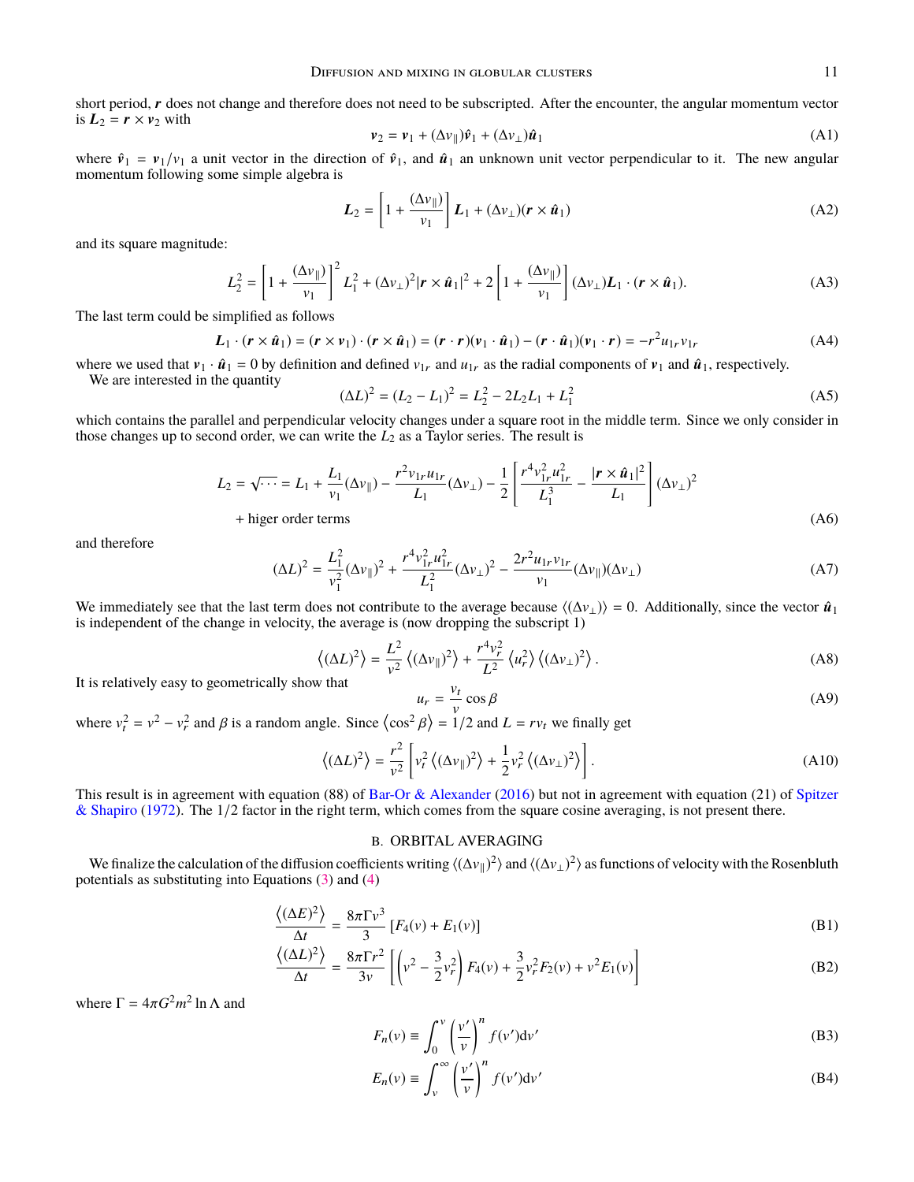short period, $\boldsymbol{r}$ does not change and therefore does not need to be subscripted. After the encounter, the angular momentum vector is $\boldsymbol{L}_2 = \boldsymbol{r} \times \boldsymbol{v}_2$ with

$$\boldsymbol{v}_2 = \boldsymbol{v}_1 + (\Delta v_\parallel)\hat{\boldsymbol{v}}_1 + (\Delta v_\perp)\hat{\boldsymbol{u}}_1 \tag{A1}$$

where $\hat{\boldsymbol{v}}_1 = \boldsymbol{v}_1/v_1$ a unit vector in the direction of $\hat{\boldsymbol{v}}_1$, and $\hat{\boldsymbol{u}}_1$ an unknown unit vector perpendicular to it. The new angular momentum following some simple algebra is

$$\boldsymbol{L}_2 = \left[1 + \frac{(\Delta v_\parallel)}{v_1}\right]\boldsymbol{L}_1 + (\Delta v_\perp)(\boldsymbol{r} \times \hat{\boldsymbol{u}}_1) \tag{A2}$$

and its square magnitude:

$$L_2^2 = \left[1 + \frac{(\Delta v_\parallel)}{v_1}\right]^2 L_1^2 + (\Delta v_\perp)^2 |\boldsymbol{r} \times \hat{\boldsymbol{u}}_1|^2 + 2\left[1 + \frac{(\Delta v_\parallel)}{v_1}\right](\Delta v_\perp)\boldsymbol{L}_1 \cdot (\boldsymbol{r} \times \hat{\boldsymbol{u}}_1). \tag{A3}$$

The last term could be simplified as follows

$$\boldsymbol{L}_1 \cdot (\boldsymbol{r} \times \hat{\boldsymbol{u}}_1) = (\boldsymbol{r} \times \boldsymbol{v}_1) \cdot (\boldsymbol{r} \times \hat{\boldsymbol{u}}_1) = (\boldsymbol{r} \cdot \boldsymbol{r})(\boldsymbol{v}_1 \cdot \hat{\boldsymbol{u}}_1) - (\boldsymbol{r} \cdot \hat{\boldsymbol{u}}_1)(\boldsymbol{v}_1 \cdot \boldsymbol{r}) = -r^2 u_{1r} v_{1r} \tag{A4}$$

where we used that $\boldsymbol{v}_1 \cdot \hat{\boldsymbol{u}}_1 = 0$ by definition and defined $v_{1r}$ and $u_{1r}$ as the radial components of $\boldsymbol{v}_1$ and $\hat{\boldsymbol{u}}_1$, respectively.

We are interested in the quantity

$$(\Delta L)^2 = (L_2 - L_1)^2 = L_2^2 - 2L_2L_1 + L_1^2 \tag{A5}$$

which contains the parallel and perpendicular velocity changes under a square root in the middle term. Since we only consider in those changes up to second order, we can write the $L_2$ as a Taylor series. The result is

$$L_2 = \sqrt{\cdots} = L_1 + \frac{L_1}{v_1}(\Delta v_\parallel) - \frac{r^2 v_{1r} u_{1r}}{L_1}(\Delta v_\perp) - \frac{1}{2}\left[\frac{r^4 v_{1r}^2 u_{1r}^2}{L_1^3} - \frac{|\boldsymbol{r} \times \hat{\boldsymbol{u}}_1|^2}{L_1}\right](\Delta v_\perp)^2$$
$$+ \text{higer order terms} \tag{A6}$$

and therefore

$$(\Delta L)^2 = \frac{L_1^2}{v_1^2}(\Delta v_\parallel)^2 + \frac{r^4 v_{1r}^2 u_{1r}^2}{L_1^2}(\Delta v_\perp)^2 - \frac{2r^2 u_{1r} v_{1r}}{v_1}(\Delta v_\parallel)(\Delta v_\perp) \tag{A7}$$

We immediately see that the last term does not contribute to the average because $\langle(\Delta v_\perp)\rangle = 0$. Additionally, since the vector $\hat{\boldsymbol{u}}_1$ is independent of the change in velocity, the average is (now dropping the subscript 1)

$$\left\langle(\Delta L)^2\right\rangle = \frac{L^2}{v^2}\left\langle(\Delta v_\parallel)^2\right\rangle + \frac{r^4 v_r^2}{L^2}\left\langle u_r^2\right\rangle\left\langle(\Delta v_\perp)^2\right\rangle. \tag{A8}$$

It is relatively easy to geometrically show that

$$u_r = \frac{v_t}{v}\cos\beta \tag{A9}$$

where $v_t^2 = v^2 - v_r^2$ and $\beta$ is a random angle. Since $\left\langle\cos^2\beta\right\rangle = 1/2$ and $L = rv_t$ we finally get

$$\left\langle(\Delta L)^2\right\rangle = \frac{r^2}{v^2}\left[v_t^2\left\langle(\Delta v_\parallel)^2\right\rangle + \frac{1}{2}v_r^2\left\langle(\Delta v_\perp)^2\right\rangle\right]. \tag{A10}$$

This result is in agreement with equation (88) of Bar-Or & Alexander (2016) but not in agreement with equation (21) of Spitzer & Shapiro (1972). The 1/2 factor in the right term, which comes from the square cosine averaging, is not present there.

## B. ORBITAL AVERAGING

We finalize the calculation of the diffusion coefficients writing $\langle(\Delta v_\parallel)^2\rangle$ and $\langle(\Delta v_\perp)^2\rangle$ as functions of velocity with the Rosenbluth potentials as substituting into Equations (3) and (4)

$$\frac{\left\langle(\Delta E)^2\right\rangle}{\Delta t} = \frac{8\pi\Gamma v^3}{3}\left[F_4(v) + E_1(v)\right] \tag{B1}$$

$$\frac{\left\langle(\Delta L)^2\right\rangle}{\Delta t} = \frac{8\pi\Gamma r^2}{3v}\left[\left(v^2 - \frac{3}{2}v_r^2\right)F_4(v) + \frac{3}{2}v_r^2 F_2(v) + v^2 E_1(v)\right] \tag{B2}$$

where $\Gamma = 4\pi G^2 m^2 \ln\Lambda$ and

$$F_n(v) \equiv \int_0^v \left(\frac{v'}{v}\right)^n f(v')\mathrm{d}v' \tag{B3}$$

$$E_n(v) \equiv \int_v^\infty \left(\frac{v'}{v}\right)^n f(v')\mathrm{d}v' \tag{B4}$$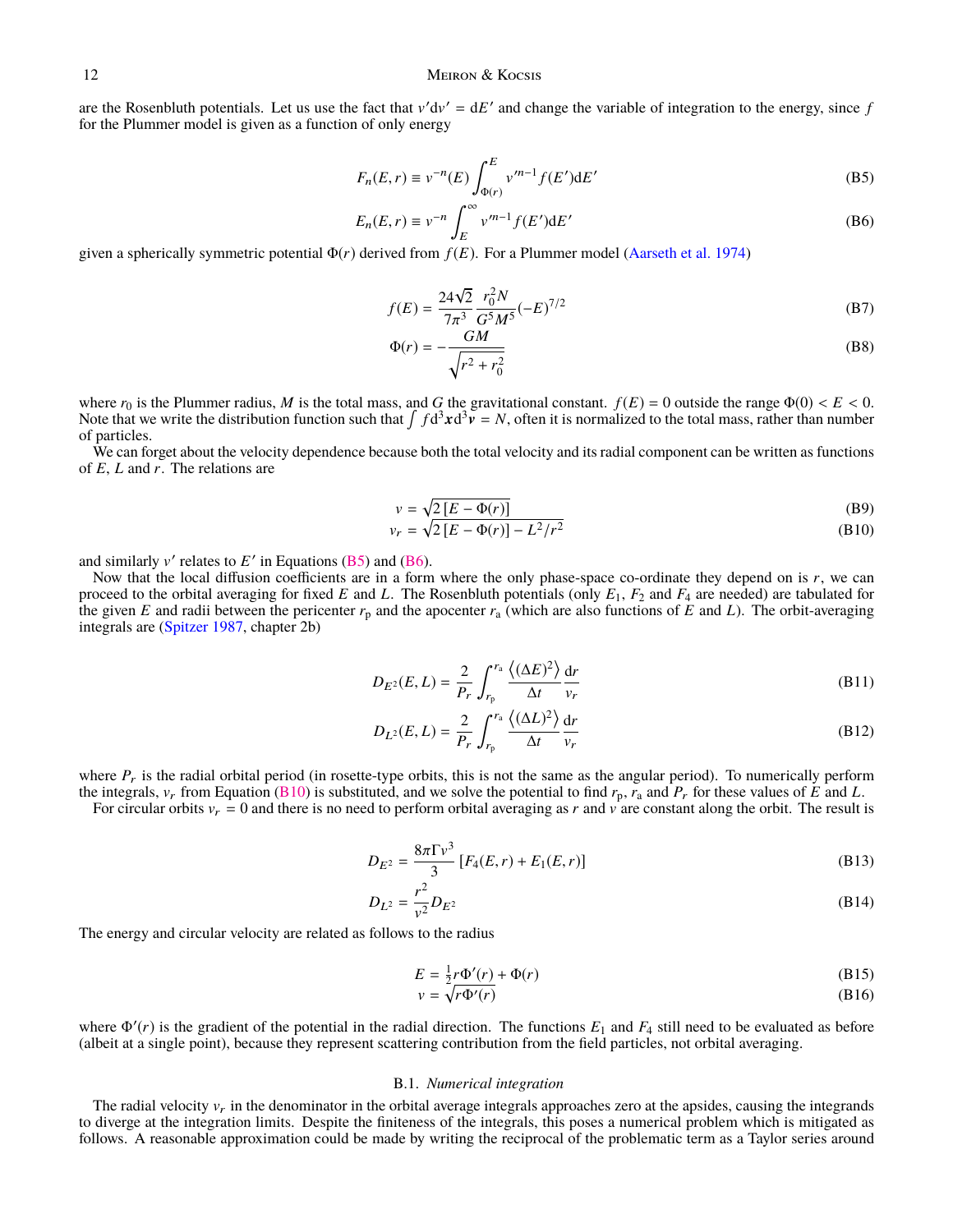are the Rosenbluth potentials. Let us use the fact that $v'\mathrm{d}v' = \mathrm{d}E'$ and change the variable of integration to the energy, since $f$ for the Plummer model is given as a function of only energy

$$F_n(E, r) \equiv v^{-n}(E) \int_{\Phi(r)}^{E} v'^{n-1} f(E')\mathrm{d}E' \tag{B5}$$

$$E_n(E, r) \equiv v^{-n} \int_{E}^{\infty} v'^{n-1} f(E')\mathrm{d}E' \tag{B6}$$

given a spherically symmetric potential $\Phi(r)$ derived from $f(E)$. For a Plummer model (Aarseth et al. 1974)

$$f(E) = \frac{24\sqrt{2}}{7\pi^3} \frac{r_0^2 N}{G^5 M^5} (-E)^{7/2} \tag{B7}$$

$$\Phi(r) = -\frac{GM}{\sqrt{r^2 + r_0^2}} \tag{B8}$$

where $r_0$ is the Plummer radius, $M$ is the total mass, and $G$ the gravitational constant. $f(E) = 0$ outside the range $\Phi(0) < E < 0$. Note that we write the distribution function such that $\int f \mathrm{d}^3\boldsymbol{x}\mathrm{d}^3\boldsymbol{v} = N$, often it is normalized to the total mass, rather than number of particles.

We can forget about the velocity dependence because both the total velocity and its radial component can be written as functions of $E$, $L$ and $r$. The relations are

$$v = \sqrt{2\left[E - \Phi(r)\right]} \tag{B9}$$

$$v_r = \sqrt{2\left[E - \Phi(r)\right] - L^2/r^2} \tag{B10}$$

and similarly $v'$ relates to $E'$ in Equations (B5) and (B6).

Now that the local diffusion coefficients are in a form where the only phase-space co-ordinate they depend on is $r$, we can proceed to the orbital averaging for fixed $E$ and $L$. The Rosenbluth potentials (only $E_1$, $F_2$ and $F_4$ are needed) are tabulated for the given $E$ and radii between the pericenter $r_\mathrm{p}$ and the apocenter $r_\mathrm{a}$ (which are also functions of $E$ and $L$). The orbit-averaging integrals are (Spitzer 1987, chapter 2b)

$$D_{E^2}(E, L) = \frac{2}{P_r} \int_{r_\mathrm{p}}^{r_\mathrm{a}} \frac{\left\langle (\Delta E)^2 \right\rangle}{\Delta t} \frac{\mathrm{d}r}{v_r} \tag{B11}$$

$$D_{L^2}(E, L) = \frac{2}{P_r} \int_{r_\mathrm{p}}^{r_\mathrm{a}} \frac{\left\langle (\Delta L)^2 \right\rangle}{\Delta t} \frac{\mathrm{d}r}{v_r} \tag{B12}$$

where $P_r$ is the radial orbital period (in rosette-type orbits, this is not the same as the angular period). To numerically perform the integrals, $v_r$ from Equation (B10) is substituted, and we solve the potential to find $r_\mathrm{p}$, $r_\mathrm{a}$ and $P_r$ for these values of $E$ and $L$.

For circular orbits $v_r = 0$ and there is no need to perform orbital averaging as $r$ and $v$ are constant along the orbit. The result is

$$D_{E^2} = \frac{8\pi\Gamma v^3}{3} \left[F_4(E, r) + E_1(E, r)\right] \tag{B13}$$

$$D_{L^2} = \frac{r^2}{v^2} D_{E^2} \tag{B14}$$

The energy and circular velocity are related as follows to the radius

$$E = \tfrac{1}{2} r\Phi'(r) + \Phi(r) \tag{B15}$$

$$v = \sqrt{r\Phi'(r)} \tag{B16}$$

where $\Phi'(r)$ is the gradient of the potential in the radial direction. The functions $E_1$ and $F_4$ still need to be evaluated as before (albeit at a single point), because they represent scattering contribution from the field particles, not orbital averaging.

### B.1. *Numerical integration*

The radial velocity $v_r$ in the denominator in the orbital average integrals approaches zero at the apsides, causing the integrands to diverge at the integration limits. Despite the finiteness of the integrals, this poses a numerical problem which is mitigated as follows. A reasonable approximation could be made by writing the reciprocal of the problematic term as a Taylor series around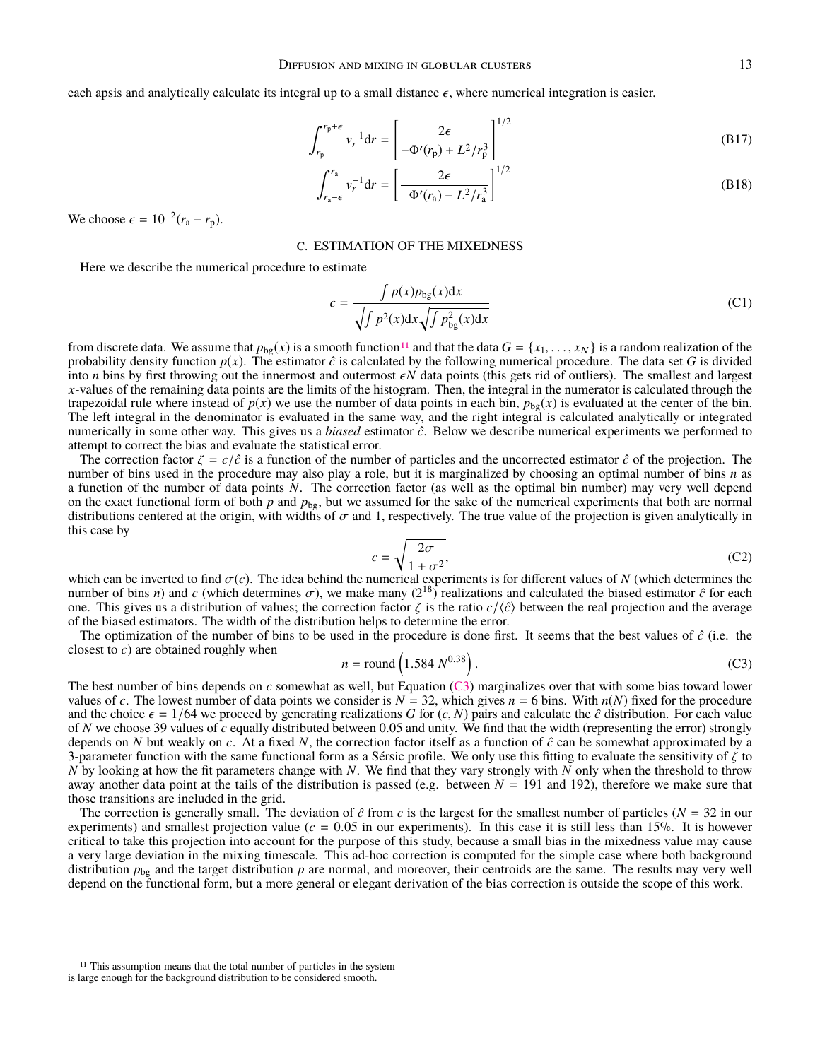each apsis and analytically calculate its integral up to a small distance $\epsilon$, where numerical integration is easier.

$$\int_{r_\mathrm{p}}^{r_\mathrm{p}+\epsilon} v_r^{-1}\mathrm{d}r = \left[\frac{2\epsilon}{-\Phi'(r_\mathrm{p}) + L^2/r_\mathrm{p}^3}\right]^{1/2} \tag{B17}$$

$$\int_{r_\mathrm{a}-\epsilon}^{r_\mathrm{a}} v_r^{-1}\mathrm{d}r = \left[\frac{2\epsilon}{\Phi'(r_\mathrm{a}) - L^2/r_\mathrm{a}^3}\right]^{1/2} \tag{B18}$$

We choose $\epsilon = 10^{-2}(r_\mathrm{a} - r_\mathrm{p})$.

## C. ESTIMATION OF THE MIXEDNESS

Here we describe the numerical procedure to estimate

$$c = \frac{\int p(x)p_\mathrm{bg}(x)\mathrm{d}x}{\sqrt{\int p^2(x)\mathrm{d}x}\sqrt{\int p_\mathrm{bg}^2(x)\mathrm{d}x}} \tag{C1}$$

from discrete data. We assume that $p_\mathrm{bg}(x)$ is a smooth function[11] and that the data $G = \{x_1, \ldots, x_N\}$ is a random realization of the probability density function $p(x)$. The estimator $\hat{c}$ is calculated by the following numerical procedure. The data set $G$ is divided into $n$ bins by first throwing out the innermost and outermost $\epsilon N$ data points (this gets rid of outliers). The smallest and largest $x$-values of the remaining data points are the limits of the histogram. Then, the integral in the numerator is calculated through the trapezoidal rule where instead of $p(x)$ we use the number of data points in each bin, $p_\mathrm{bg}(x)$ is evaluated at the center of the bin. The left integral in the denominator is evaluated in the same way, and the right integral is calculated analytically or integrated numerically in some other way. This gives us a *biased* estimator $\hat{c}$. Below we describe numerical experiments we performed to attempt to correct the bias and evaluate the statistical error.

The correction factor $\zeta = c/\hat{c}$ is a function of the number of particles and the uncorrected estimator $\hat{c}$ of the projection. The number of bins used in the procedure may also play a role, but it is marginalized by choosing an optimal number of bins $n$ as a function of the number of data points $N$. The correction factor (as well as the optimal bin number) may very well depend on the exact functional form of both $p$ and $p_\mathrm{bg}$, but we assumed for the sake of the numerical experiments that both are normal distributions centered at the origin, with widths of $\sigma$ and 1, respectively. The true value of the projection is given analytically in this case by

$$c = \sqrt{\frac{2\sigma}{1+\sigma^2}}, \tag{C2}$$

which can be inverted to find $\sigma(c)$. The idea behind the numerical experiments is for different values of $N$ (which determines the number of bins $n$) and $c$ (which determines $\sigma$), we make many ($2^{18}$) realizations and calculated the biased estimator $\hat{c}$ for each one. This gives us a distribution of values; the correction factor $\zeta$ is the ratio $c/\langle\hat{c}\rangle$ between the real projection and the average of the biased estimators. The width of the distribution helps to determine the error.

The optimization of the number of bins to be used in the procedure is done first. It seems that the best values of $\hat{c}$ (i.e. the closest to $c$) are obtained roughly when

$$n = \mathrm{round}\left(1.584\ N^{0.38}\right). \tag{C3}$$

The best number of bins depends on $c$ somewhat as well, but Equation (C3) marginalizes over that with some bias toward lower values of $c$. The lowest number of data points we consider is $N = 32$, which gives $n = 6$ bins. With $n(N)$ fixed for the procedure and the choice $\epsilon = 1/64$ we proceed by generating realizations $G$ for $(c, N)$ pairs and calculate the $\hat{c}$ distribution. For each value of $N$ we choose 39 values of $c$ equally distributed between 0.05 and unity. We find that the width (representing the error) strongly depends on $N$ but weakly on $c$. At a fixed $N$, the correction factor itself as a function of $\hat{c}$ can be somewhat approximated by a 3-parameter function with the same functional form as a Sérsic profile. We only use this fitting to evaluate the sensitivity of $\zeta$ to $N$ by looking at how the fit parameters change with $N$. We find that they vary strongly with $N$ only when the threshold to throw away another data point at the tails of the distribution is passed (e.g. between $N = 191$ and 192), therefore we make sure that those transitions are included in the grid.

The correction is generally small. The deviation of $\hat{c}$ from $c$ is the largest for the smallest number of particles ($N = 32$ in our experiments) and smallest projection value ($c = 0.05$ in our experiments). In this case it is still less than 15%. It is however critical to take this projection into account for the purpose of this study, because a small bias in the mixedness value may cause a very large deviation in the mixing timescale. This ad-hoc correction is computed for the simple case where both background distribution $p_\mathrm{bg}$ and the target distribution $p$ are normal, and moreover, their centroids are the same. The results may very well depend on the functional form, but a more general or elegant derivation of the bias correction is outside the scope of this work.

[11] This assumption means that the total number of particles in the system is large enough for the background distribution to be considered smooth.